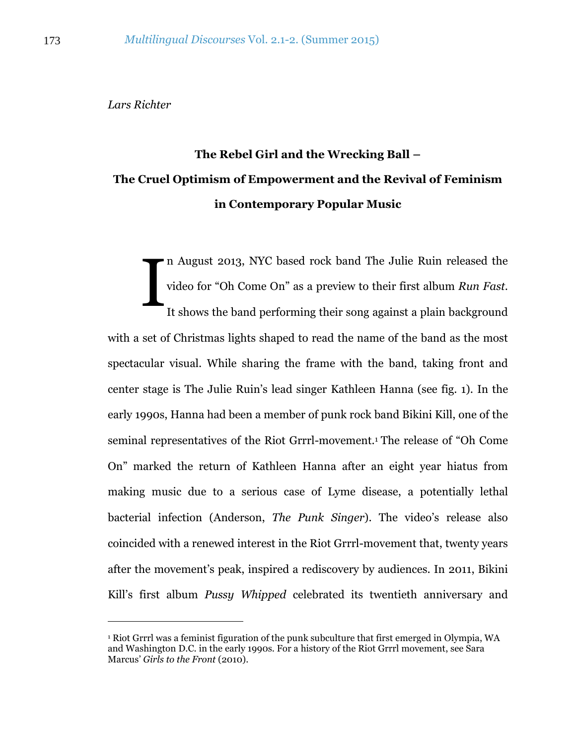*Lars Richter*

# The Rebel Girl and the Wrecking Ball – The Cruel Optimism of Empowerment and the Revival of Feminism in Contemporary Popular Music

In August 2013, NYC based rock band The Julie Ruin released the video for "Oh Come On" as a preview to their first album *Run Fast*. It shows the band performing their song against a plain background with a set of Christmas lights shaped to read the name of the band as the most spectacular visual. While sharing the frame with the band, taking front and center stage is The Julie Ruin's lead singer Kathleen Hanna (see fig. 1). In the early 1990s, Hanna had been a member of punk rock band Bikini Kill, one of the seminal representatives of the Riot Grrrl-movement.[1] The release of "Oh Come On" marked the return of Kathleen Hanna after an eight year hiatus from making music due to a serious case of Lyme disease, a potentially lethal bacterial infection (Anderson, *The Punk Singer*). The video's release also coincided with a renewed interest in the Riot Grrrl-movement that, twenty years after the movement's peak, inspired a rediscovery by audiences. In 2011, Bikini Kill's first album *Pussy Whipped* celebrated its twentieth anniversary and

---

[1] Riot Grrrl was a feminist figuration of the punk subculture that first emerged in Olympia, WA and Washington D.C. in the early 1990s. For a history of the Riot Grrrl movement, see Sara Marcus' *Girls to the Front* (2010).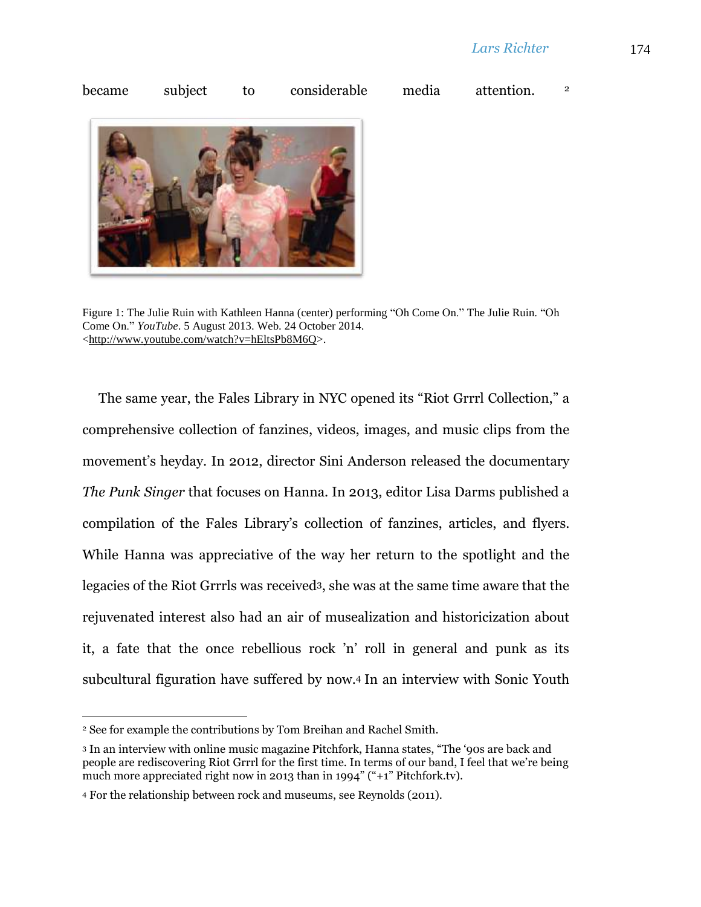became subject to considerable media attention.[2]

Figure 1: The Julie Ruin with Kathleen Hanna (center) performing "Oh Come On." The Julie Ruin. "Oh Come On." *YouTube*. 5 August 2013. Web. 24 October 2014. <http://www.youtube.com/watch?v=hEltsPb8M6Q>.

The same year, the Fales Library in NYC opened its "Riot Grrrl Collection," a comprehensive collection of fanzines, videos, images, and music clips from the movement's heyday. In 2012, director Sini Anderson released the documentary *The Punk Singer* that focuses on Hanna. In 2013, editor Lisa Darms published a compilation of the Fales Library's collection of fanzines, articles, and flyers. While Hanna was appreciative of the way her return to the spotlight and the legacies of the Riot Grrrls was received[3], she was at the same time aware that the rejuvenated interest also had an air of musealization and historicization about it, a fate that the once rebellious rock 'n' roll in general and punk as its subcultural figuration have suffered by now.[4] In an interview with Sonic Youth

---

[2] See for example the contributions by Tom Breihan and Rachel Smith.

[3] In an interview with online music magazine Pitchfork, Hanna states, "The '90s are back and people are rediscovering Riot Grrrl for the first time. In terms of our band, I feel that we're being much more appreciated right now in 2013 than in 1994" ("+1" Pitchfork.tv).

[4] For the relationship between rock and museums, see Reynolds (2011).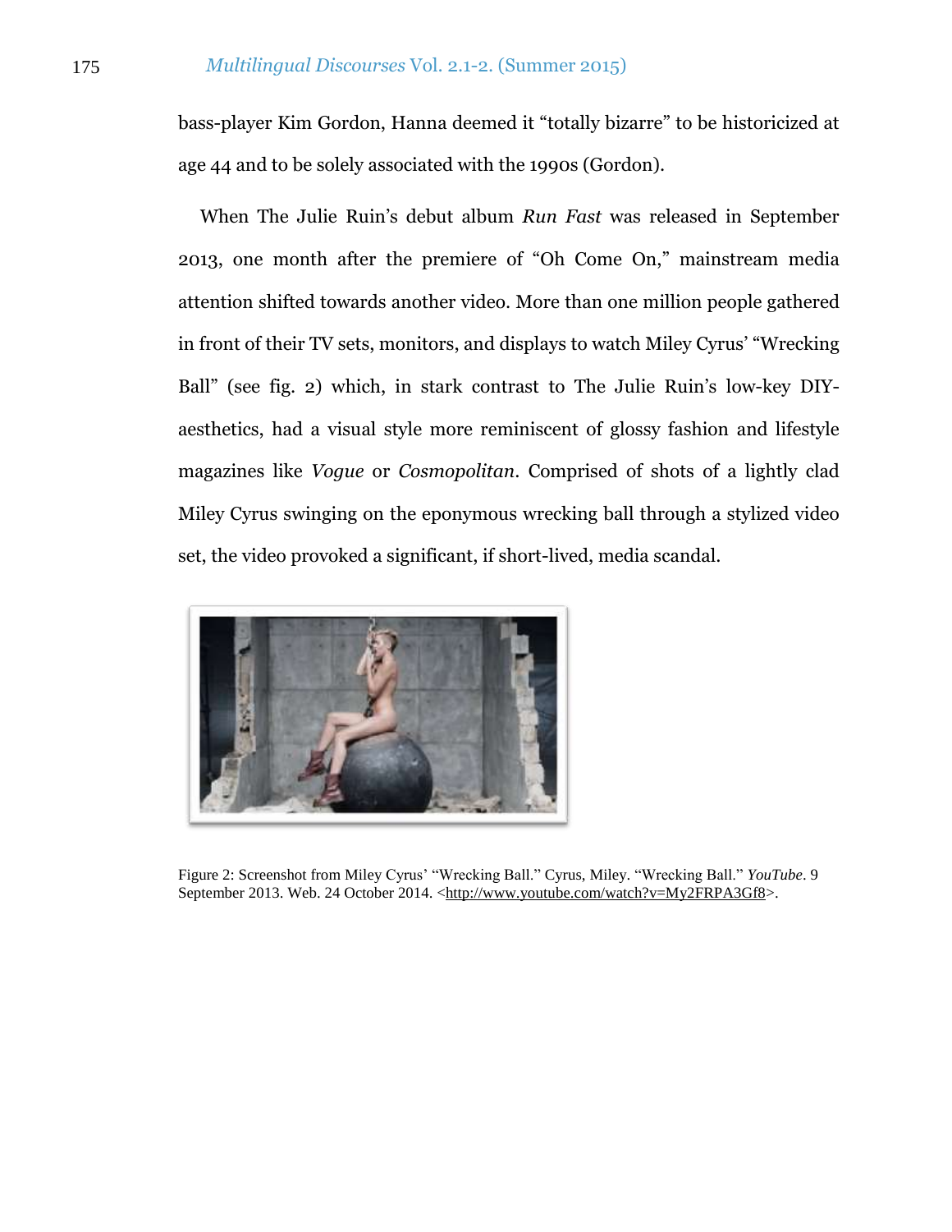bass-player Kim Gordon, Hanna deemed it "totally bizarre" to be historicized at age 44 and to be solely associated with the 1990s (Gordon).

When The Julie Ruin's debut album *Run Fast* was released in September 2013, one month after the premiere of "Oh Come On," mainstream media attention shifted towards another video. More than one million people gathered in front of their TV sets, monitors, and displays to watch Miley Cyrus' "Wrecking Ball" (see fig. 2) which, in stark contrast to The Julie Ruin's low-key DIY-aesthetics, had a visual style more reminiscent of glossy fashion and lifestyle magazines like *Vogue* or *Cosmopolitan*. Comprised of shots of a lightly clad Miley Cyrus swinging on the eponymous wrecking ball through a stylized video set, the video provoked a significant, if short-lived, media scandal.

Figure 2: Screenshot from Miley Cyrus' "Wrecking Ball." Cyrus, Miley. "Wrecking Ball." *YouTube*. 9 September 2013. Web. 24 October 2014. <http://www.youtube.com/watch?v=My2FRPA3Gf8>.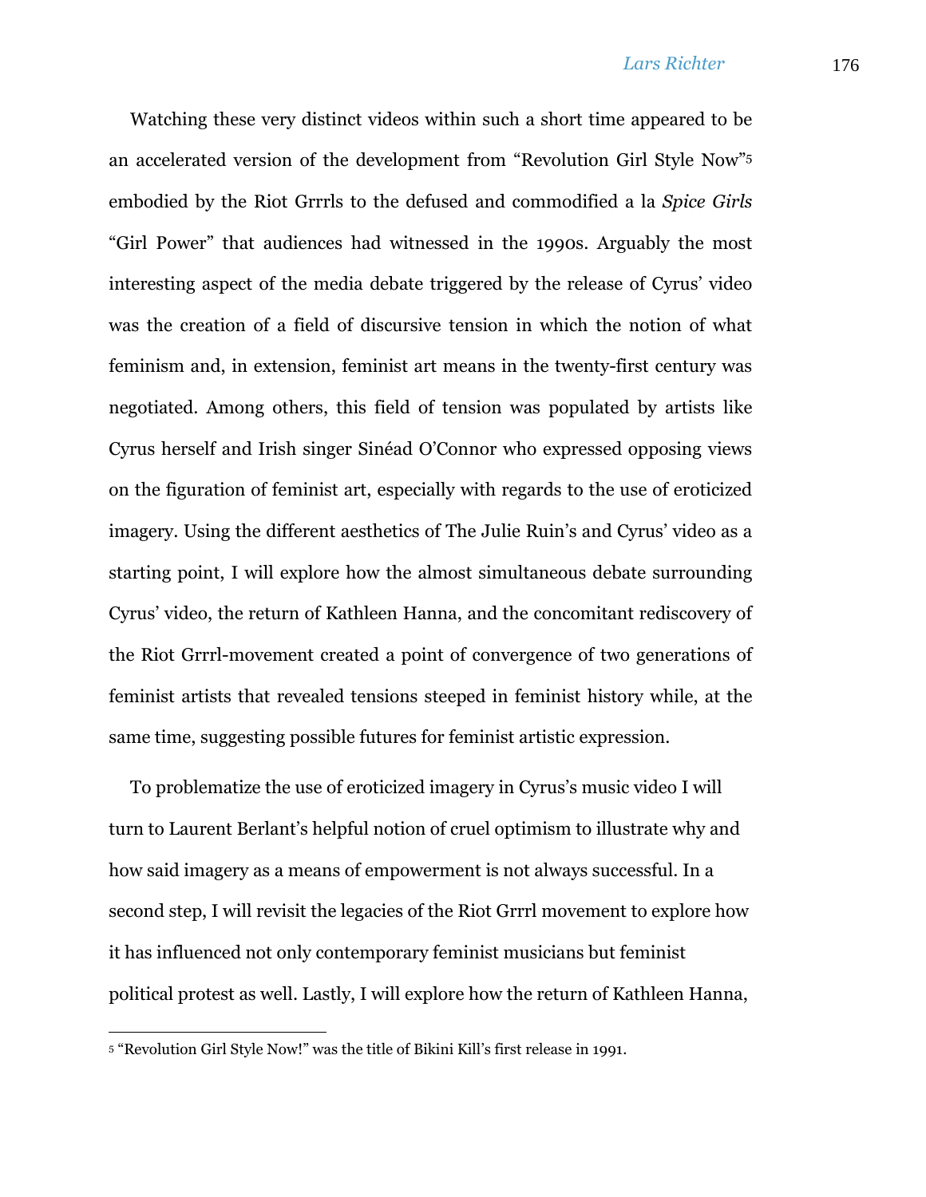Watching these very distinct videos within such a short time appeared to be an accelerated version of the development from "Revolution Girl Style Now"[5] embodied by the Riot Grrrls to the defused and commodified a la *Spice Girls* "Girl Power" that audiences had witnessed in the 1990s. Arguably the most interesting aspect of the media debate triggered by the release of Cyrus' video was the creation of a field of discursive tension in which the notion of what feminism and, in extension, feminist art means in the twenty-first century was negotiated. Among others, this field of tension was populated by artists like Cyrus herself and Irish singer Sinéad O'Connor who expressed opposing views on the figuration of feminist art, especially with regards to the use of eroticized imagery. Using the different aesthetics of The Julie Ruin's and Cyrus' video as a starting point, I will explore how the almost simultaneous debate surrounding Cyrus' video, the return of Kathleen Hanna, and the concomitant rediscovery of the Riot Grrrl-movement created a point of convergence of two generations of feminist artists that revealed tensions steeped in feminist history while, at the same time, suggesting possible futures for feminist artistic expression.

To problematize the use of eroticized imagery in Cyrus's music video I will turn to Laurent Berlant's helpful notion of cruel optimism to illustrate why and how said imagery as a means of empowerment is not always successful. In a second step, I will revisit the legacies of the Riot Grrrl movement to explore how it has influenced not only contemporary feminist musicians but feminist political protest as well. Lastly, I will explore how the return of Kathleen Hanna,

[5] "Revolution Girl Style Now!" was the title of Bikini Kill's first release in 1991.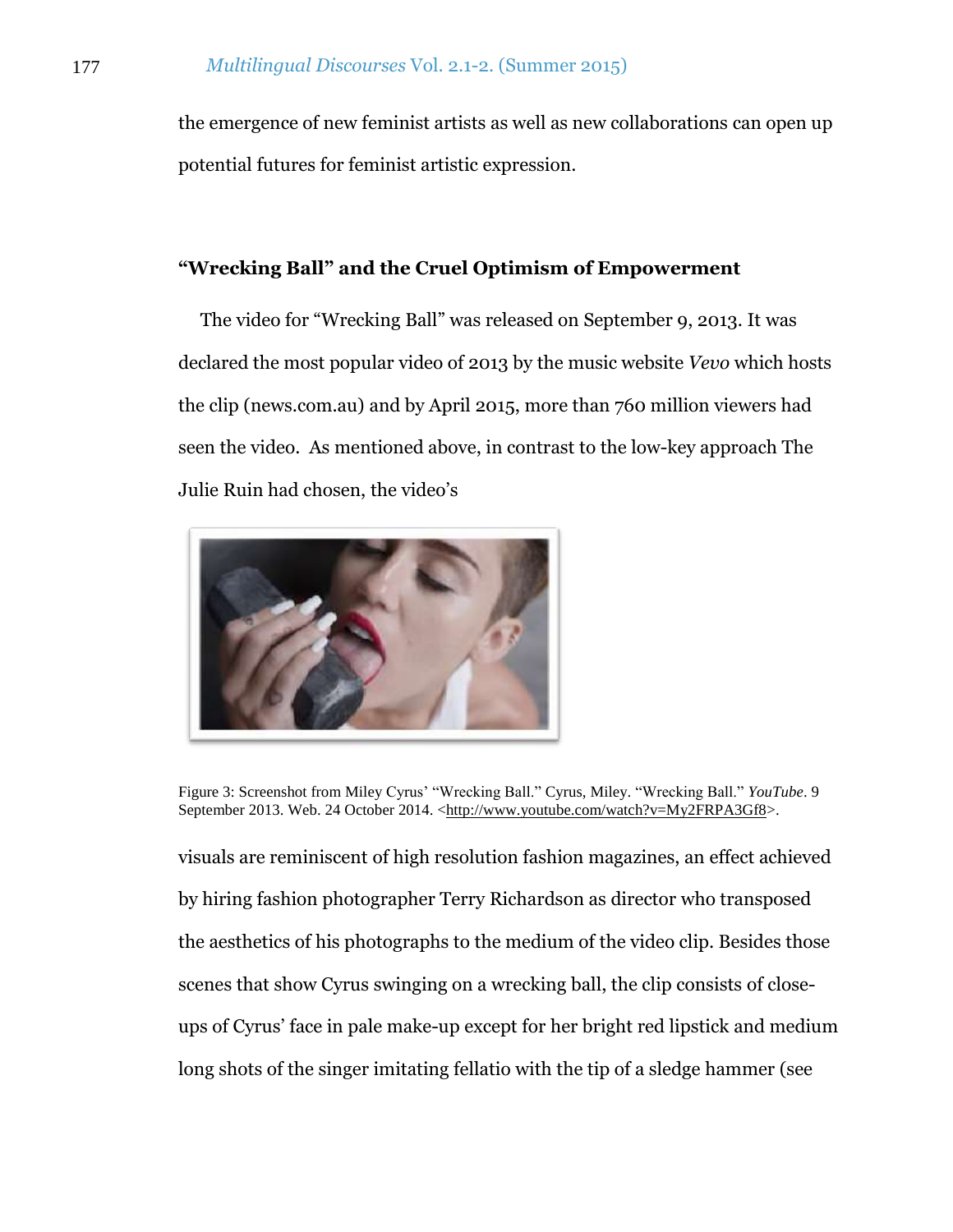the emergence of new feminist artists as well as new collaborations can open up potential futures for feminist artistic expression.

## "Wrecking Ball" and the Cruel Optimism of Empowerment

The video for "Wrecking Ball" was released on September 9, 2013. It was declared the most popular video of 2013 by the music website *Vevo* which hosts the clip (news.com.au) and by April 2015, more than 760 million viewers had seen the video. As mentioned above, in contrast to the low-key approach The Julie Ruin had chosen, the video's

Figure 3: Screenshot from Miley Cyrus' "Wrecking Ball." Cyrus, Miley. "Wrecking Ball." *YouTube*. 9 September 2013. Web. 24 October 2014. <http://www.youtube.com/watch?v=My2FRPA3Gf8>.

visuals are reminiscent of high resolution fashion magazines, an effect achieved by hiring fashion photographer Terry Richardson as director who transposed the aesthetics of his photographs to the medium of the video clip. Besides those scenes that show Cyrus swinging on a wrecking ball, the clip consists of close-ups of Cyrus' face in pale make-up except for her bright red lipstick and medium long shots of the singer imitating fellatio with the tip of a sledge hammer (see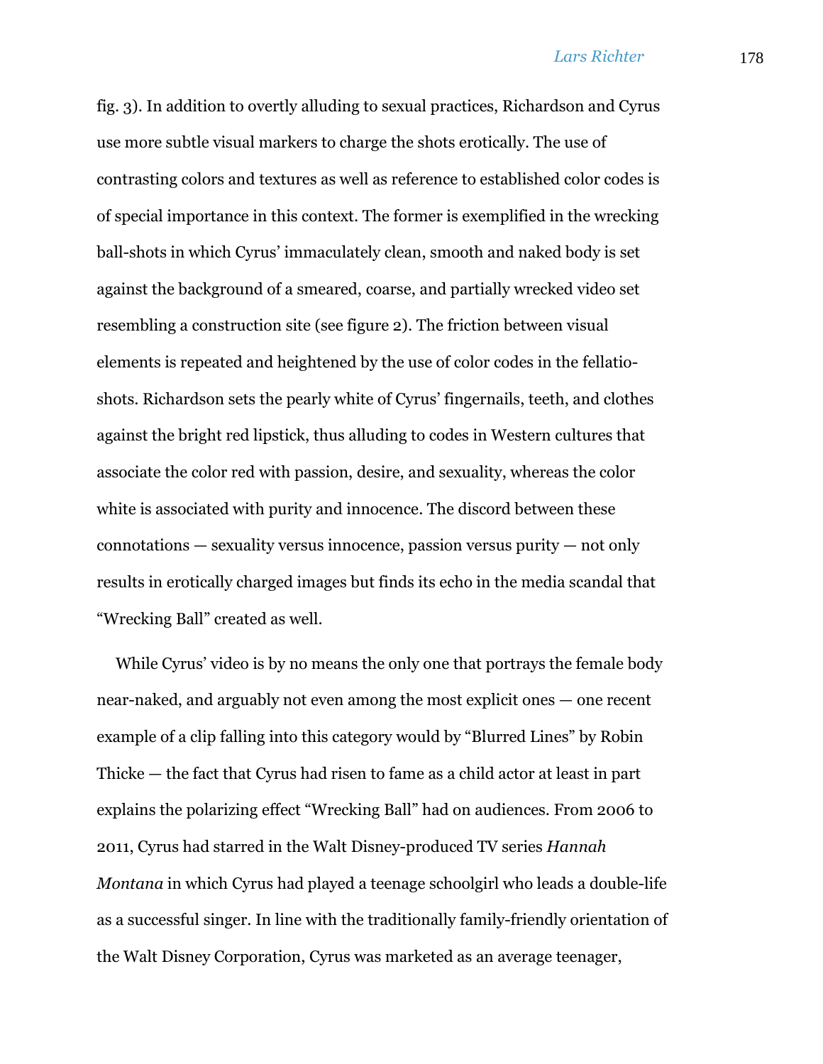fig. 3). In addition to overtly alluding to sexual practices, Richardson and Cyrus use more subtle visual markers to charge the shots erotically. The use of contrasting colors and textures as well as reference to established color codes is of special importance in this context. The former is exemplified in the wrecking ball-shots in which Cyrus' immaculately clean, smooth and naked body is set against the background of a smeared, coarse, and partially wrecked video set resembling a construction site (see figure 2). The friction between visual elements is repeated and heightened by the use of color codes in the fellatio-shots. Richardson sets the pearly white of Cyrus' fingernails, teeth, and clothes against the bright red lipstick, thus alluding to codes in Western cultures that associate the color red with passion, desire, and sexuality, whereas the color white is associated with purity and innocence. The discord between these connotations — sexuality versus innocence, passion versus purity — not only results in erotically charged images but finds its echo in the media scandal that "Wrecking Ball" created as well.

While Cyrus' video is by no means the only one that portrays the female body near-naked, and arguably not even among the most explicit ones — one recent example of a clip falling into this category would by "Blurred Lines" by Robin Thicke — the fact that Cyrus had risen to fame as a child actor at least in part explains the polarizing effect "Wrecking Ball" had on audiences. From 2006 to 2011, Cyrus had starred in the Walt Disney-produced TV series *Hannah Montana* in which Cyrus had played a teenage schoolgirl who leads a double-life as a successful singer. In line with the traditionally family-friendly orientation of the Walt Disney Corporation, Cyrus was marketed as an average teenager,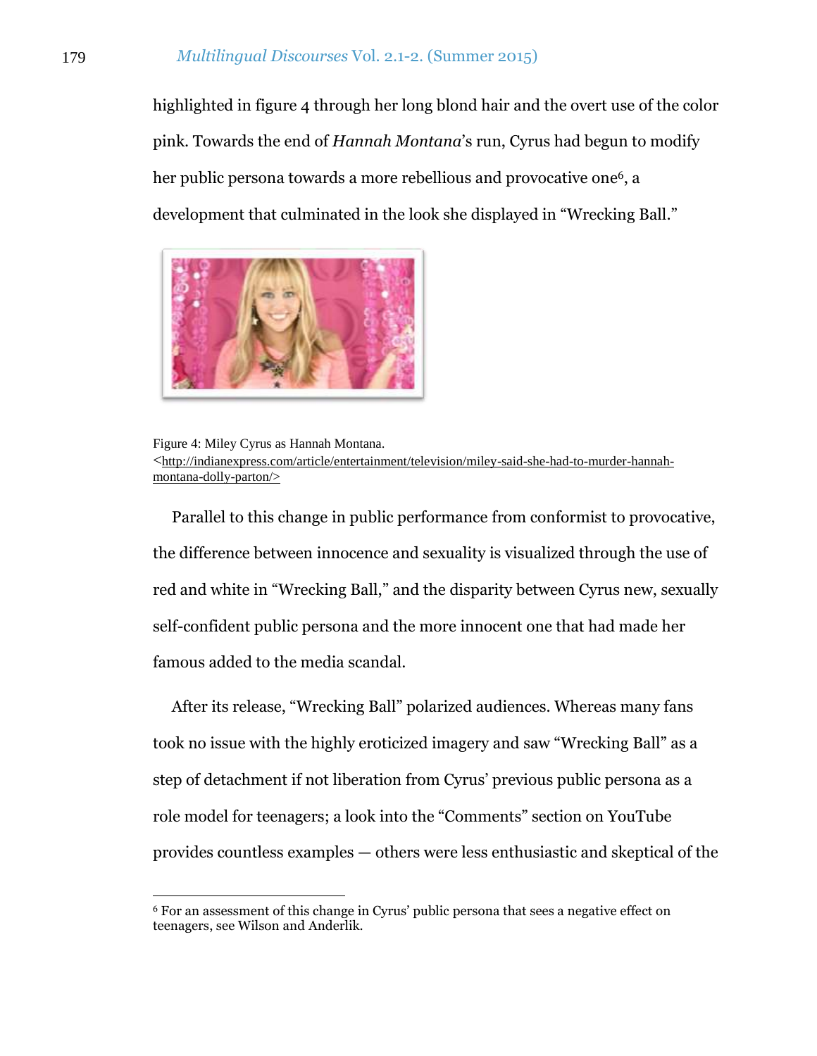highlighted in figure 4 through her long blond hair and the overt use of the color pink. Towards the end of *Hannah Montana*'s run, Cyrus had begun to modify her public persona towards a more rebellious and provocative one[6], a development that culminated in the look she displayed in "Wrecking Ball."

Figure 4: Miley Cyrus as Hannah Montana. <http://indianexpress.com/article/entertainment/television/miley-said-she-had-to-murder-hannah-montana-dolly-parton/>

Parallel to this change in public performance from conformist to provocative, the difference between innocence and sexuality is visualized through the use of red and white in "Wrecking Ball," and the disparity between Cyrus new, sexually self-confident public persona and the more innocent one that had made her famous added to the media scandal.

After its release, "Wrecking Ball" polarized audiences. Whereas many fans took no issue with the highly eroticized imagery and saw "Wrecking Ball" as a step of detachment if not liberation from Cyrus' previous public persona as a role model for teenagers; a look into the "Comments" section on YouTube provides countless examples — others were less enthusiastic and skeptical of the

[6] For an assessment of this change in Cyrus' public persona that sees a negative effect on teenagers, see Wilson and Anderlik.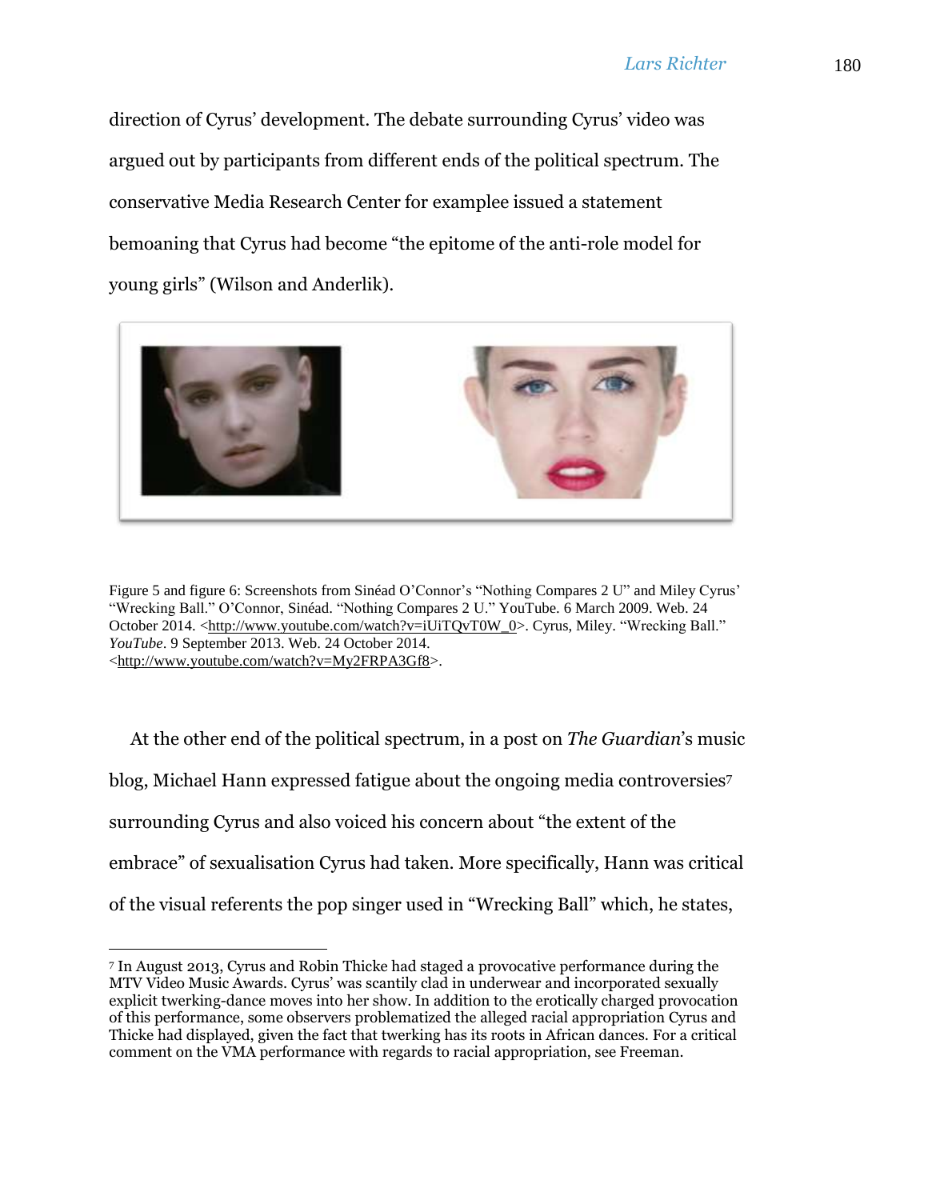direction of Cyrus' development. The debate surrounding Cyrus' video was argued out by participants from different ends of the political spectrum. The conservative Media Research Center for examplee issued a statement bemoaning that Cyrus had become "the epitome of the anti-role model for young girls" (Wilson and Anderlik).

Figure 5 and figure 6: Screenshots from Sinéad O'Connor's "Nothing Compares 2 U" and Miley Cyrus' "Wrecking Ball." O'Connor, Sinéad. "Nothing Compares 2 U." YouTube. 6 March 2009. Web. 24 October 2014. <http://www.youtube.com/watch?v=iUiTQvT0W_0>. Cyrus, Miley. "Wrecking Ball." *YouTube*. 9 September 2013. Web. 24 October 2014. <http://www.youtube.com/watch?v=My2FRPA3Gf8>.

At the other end of the political spectrum, in a post on *The Guardian*'s music blog, Michael Hann expressed fatigue about the ongoing media controversies[7] surrounding Cyrus and also voiced his concern about "the extent of the embrace" of sexualisation Cyrus had taken. More specifically, Hann was critical of the visual referents the pop singer used in "Wrecking Ball" which, he states,

[7] In August 2013, Cyrus and Robin Thicke had staged a provocative performance during the MTV Video Music Awards. Cyrus' was scantily clad in underwear and incorporated sexually explicit twerking-dance moves into her show. In addition to the erotically charged provocation of this performance, some observers problematized the alleged racial appropriation Cyrus and Thicke had displayed, given the fact that twerking has its roots in African dances. For a critical comment on the VMA performance with regards to racial appropriation, see Freeman.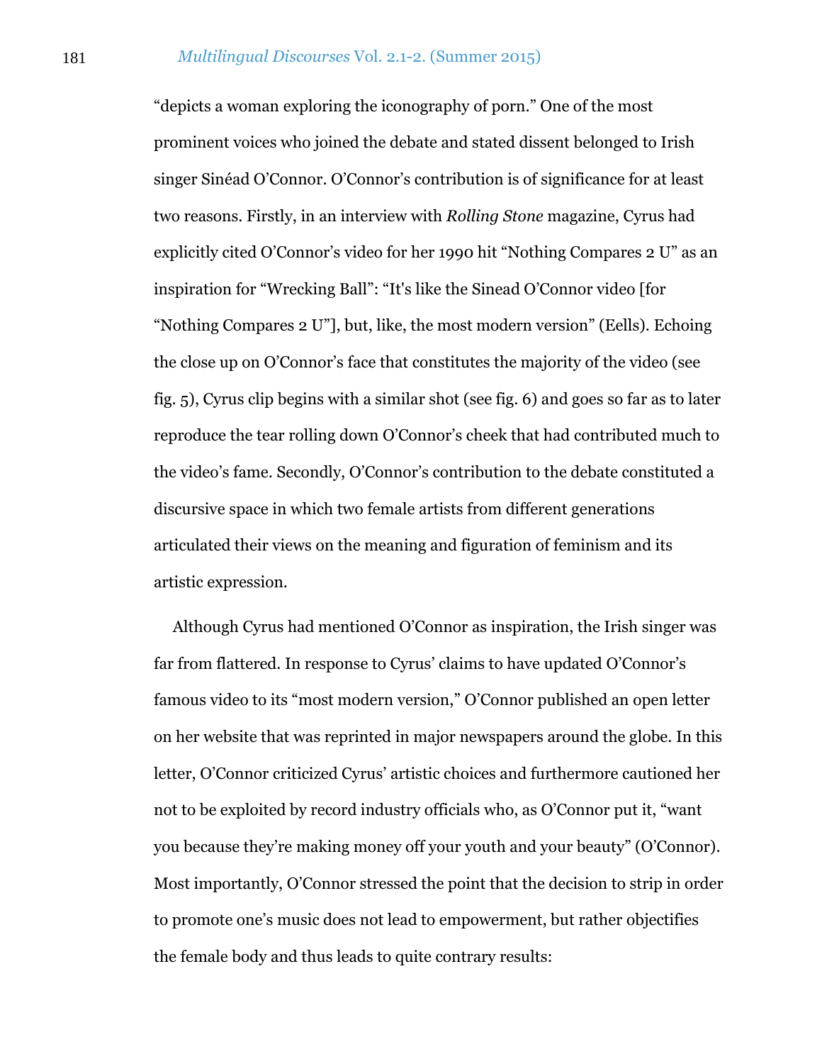“depicts a woman exploring the iconography of porn.” One of the most prominent voices who joined the debate and stated dissent belonged to Irish singer Sinéad O’Connor. O’Connor’s contribution is of significance for at least two reasons. Firstly, in an interview with *Rolling Stone* magazine, Cyrus had explicitly cited O’Connor’s video for her 1990 hit “Nothing Compares 2 U” as an inspiration for “Wrecking Ball”: “It's like the Sinead O’Connor video [for “Nothing Compares 2 U”], but, like, the most modern version” (Eells). Echoing the close up on O’Connor’s face that constitutes the majority of the video (see fig. 5), Cyrus clip begins with a similar shot (see fig. 6) and goes so far as to later reproduce the tear rolling down O’Connor’s cheek that had contributed much to the video’s fame. Secondly, O’Connor’s contribution to the debate constituted a discursive space in which two female artists from different generations articulated their views on the meaning and figuration of feminism and its artistic expression.

Although Cyrus had mentioned O’Connor as inspiration, the Irish singer was far from flattered. In response to Cyrus’ claims to have updated O’Connor’s famous video to its “most modern version,” O’Connor published an open letter on her website that was reprinted in major newspapers around the globe. In this letter, O’Connor criticized Cyrus’ artistic choices and furthermore cautioned her not to be exploited by record industry officials who, as O’Connor put it, “want you because they’re making money off your youth and your beauty” (O’Connor). Most importantly, O’Connor stressed the point that the decision to strip in order to promote one’s music does not lead to empowerment, but rather objectifies the female body and thus leads to quite contrary results: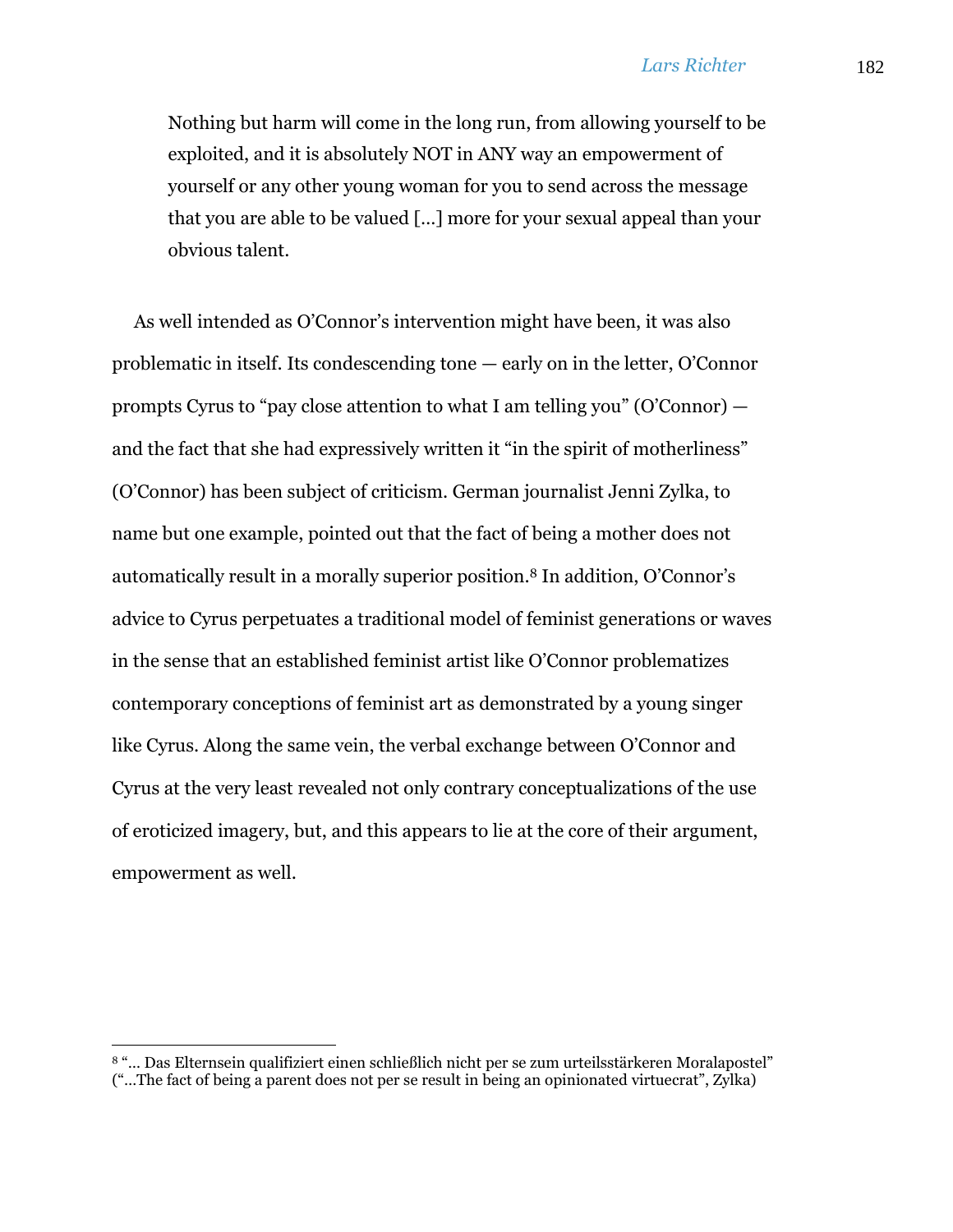> Nothing but harm will come in the long run, from allowing yourself to be exploited, and it is absolutely NOT in ANY way an empowerment of yourself or any other young woman for you to send across the message that you are able to be valued […] more for your sexual appeal than your obvious talent.

As well intended as O'Connor's intervention might have been, it was also problematic in itself. Its condescending tone — early on in the letter, O'Connor prompts Cyrus to "pay close attention to what I am telling you" (O'Connor) — and the fact that she had expressively written it "in the spirit of motherliness" (O'Connor) has been subject of criticism. German journalist Jenni Zylka, to name but one example, pointed out that the fact of being a mother does not automatically result in a morally superior position.[8] In addition, O'Connor's advice to Cyrus perpetuates a traditional model of feminist generations or waves in the sense that an established feminist artist like O'Connor problematizes contemporary conceptions of feminist art as demonstrated by a young singer like Cyrus. Along the same vein, the verbal exchange between O'Connor and Cyrus at the very least revealed not only contrary conceptualizations of the use of eroticized imagery, but, and this appears to lie at the core of their argument, empowerment as well.

---

[8] "… Das Elternsein qualifiziert einen schließlich nicht per se zum urteilsstärkeren Moralapostel" ("…The fact of being a parent does not per se result in being an opinionated virtuecrat", Zylka)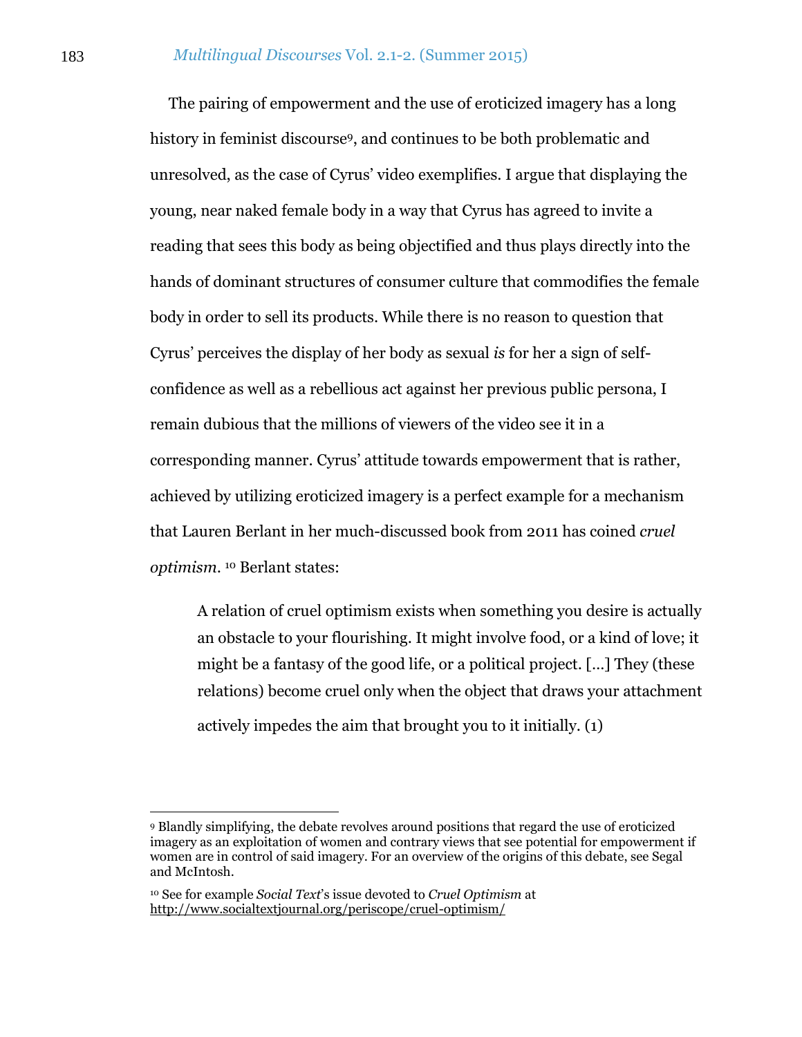The pairing of empowerment and the use of eroticized imagery has a long history in feminist discourse[9], and continues to be both problematic and unresolved, as the case of Cyrus' video exemplifies. I argue that displaying the young, near naked female body in a way that Cyrus has agreed to invite a reading that sees this body as being objectified and thus plays directly into the hands of dominant structures of consumer culture that commodifies the female body in order to sell its products. While there is no reason to question that Cyrus' perceives the display of her body as sexual *is* for her a sign of self-confidence as well as a rebellious act against her previous public persona, I remain dubious that the millions of viewers of the video see it in a corresponding manner. Cyrus' attitude towards empowerment that is rather, achieved by utilizing eroticized imagery is a perfect example for a mechanism that Lauren Berlant in her much-discussed book from 2011 has coined *cruel optimism*. [10] Berlant states:

> A relation of cruel optimism exists when something you desire is actually an obstacle to your flourishing. It might involve food, or a kind of love; it might be a fantasy of the good life, or a political project. […] They (these relations) become cruel only when the object that draws your attachment actively impedes the aim that brought you to it initially. (1)

---

[9] Blandly simplifying, the debate revolves around positions that regard the use of eroticized imagery as an exploitation of women and contrary views that see potential for empowerment if women are in control of said imagery. For an overview of the origins of this debate, see Segal and McIntosh.

[10] See for example *Social Text*'s issue devoted to *Cruel Optimism* at http://www.socialtextjournal.org/periscope/cruel-optimism/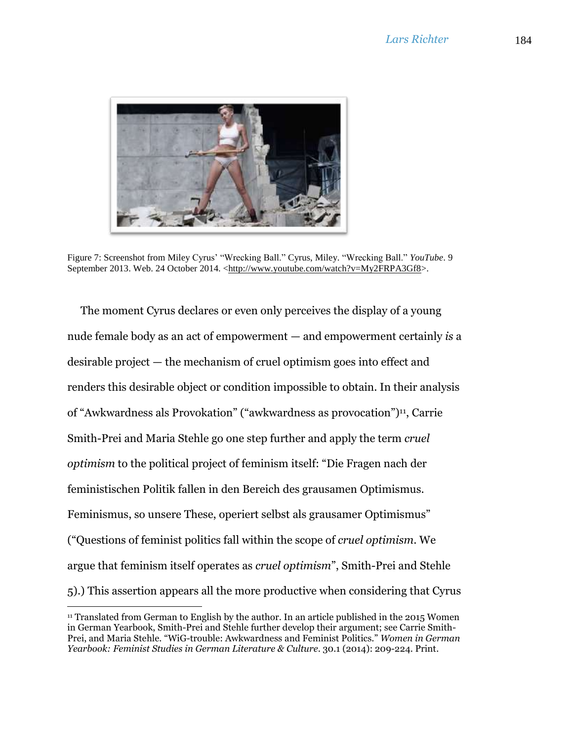Figure 7: Screenshot from Miley Cyrus' "Wrecking Ball." Cyrus, Miley. "Wrecking Ball." *YouTube*. 9 September 2013. Web. 24 October 2014. <http://www.youtube.com/watch?v=My2FRPA3Gf8>.

The moment Cyrus declares or even only perceives the display of a young nude female body as an act of empowerment — and empowerment certainly *is* a desirable project — the mechanism of cruel optimism goes into effect and renders this desirable object or condition impossible to obtain. In their analysis of "Awkwardness als Provokation" ("awkwardness as provocation")[11], Carrie Smith-Prei and Maria Stehle go one step further and apply the term *cruel optimism* to the political project of feminism itself: "Die Fragen nach der feministischen Politik fallen in den Bereich des grausamen Optimismus. Feminismus, so unsere These, operiert selbst als grausamer Optimismus" ("Questions of feminist politics fall within the scope of *cruel optimism*. We argue that feminism itself operates as *cruel optimism*", Smith-Prei and Stehle 5).) This assertion appears all the more productive when considering that Cyrus

[11] Translated from German to English by the author. In an article published in the 2015 Women in German Yearbook, Smith-Prei and Stehle further develop their argument; see Carrie Smith-Prei, and Maria Stehle. "WiG-trouble: Awkwardness and Feminist Politics." *Women in German Yearbook: Feminist Studies in German Literature & Culture*. 30.1 (2014): 209-224. Print.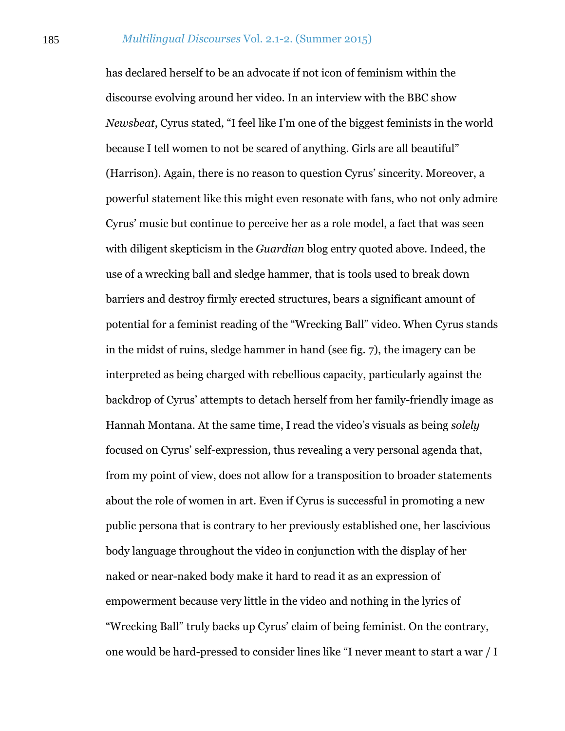has declared herself to be an advocate if not icon of feminism within the discourse evolving around her video. In an interview with the BBC show *Newsbeat*, Cyrus stated, "I feel like I'm one of the biggest feminists in the world because I tell women to not be scared of anything. Girls are all beautiful" (Harrison). Again, there is no reason to question Cyrus' sincerity. Moreover, a powerful statement like this might even resonate with fans, who not only admire Cyrus' music but continue to perceive her as a role model, a fact that was seen with diligent skepticism in the *Guardian* blog entry quoted above. Indeed, the use of a wrecking ball and sledge hammer, that is tools used to break down barriers and destroy firmly erected structures, bears a significant amount of potential for a feminist reading of the "Wrecking Ball" video. When Cyrus stands in the midst of ruins, sledge hammer in hand (see fig. 7), the imagery can be interpreted as being charged with rebellious capacity, particularly against the backdrop of Cyrus' attempts to detach herself from her family-friendly image as Hannah Montana. At the same time, I read the video's visuals as being *solely* focused on Cyrus' self-expression, thus revealing a very personal agenda that, from my point of view, does not allow for a transposition to broader statements about the role of women in art. Even if Cyrus is successful in promoting a new public persona that is contrary to her previously established one, her lascivious body language throughout the video in conjunction with the display of her naked or near-naked body make it hard to read it as an expression of empowerment because very little in the video and nothing in the lyrics of "Wrecking Ball" truly backs up Cyrus' claim of being feminist. On the contrary, one would be hard-pressed to consider lines like "I never meant to start a war / I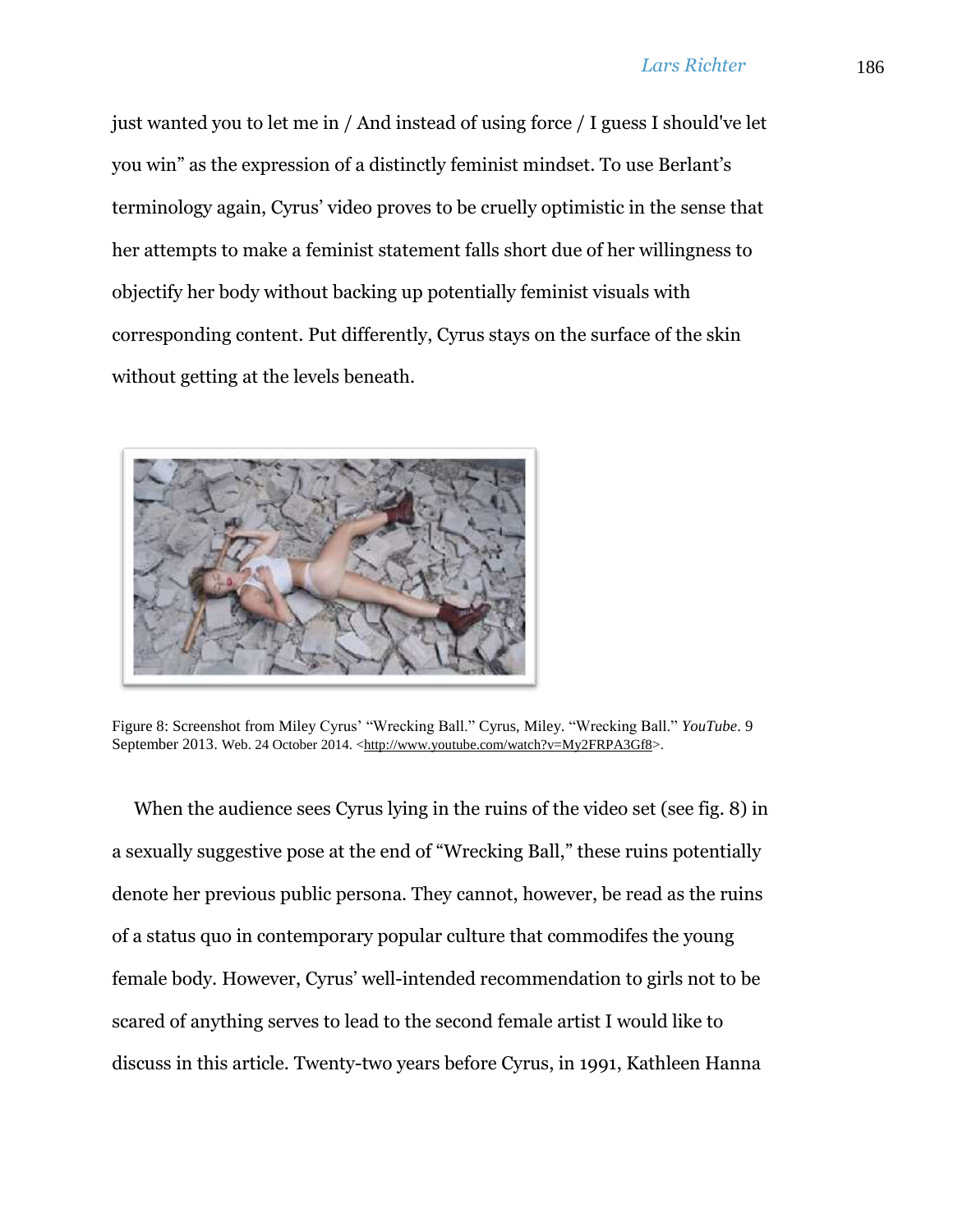just wanted you to let me in / And instead of using force / I guess I should've let you win" as the expression of a distinctly feminist mindset. To use Berlant's terminology again, Cyrus' video proves to be cruelly optimistic in the sense that her attempts to make a feminist statement falls short due of her willingness to objectify her body without backing up potentially feminist visuals with corresponding content. Put differently, Cyrus stays on the surface of the skin without getting at the levels beneath.

Figure 8: Screenshot from Miley Cyrus' "Wrecking Ball." Cyrus, Miley. "Wrecking Ball." *YouTube*. 9 September 2013. Web. 24 October 2014. <http://www.youtube.com/watch?v=My2FRPA3Gf8>.

When the audience sees Cyrus lying in the ruins of the video set (see fig. 8) in a sexually suggestive pose at the end of "Wrecking Ball," these ruins potentially denote her previous public persona. They cannot, however, be read as the ruins of a status quo in contemporary popular culture that commodifes the young female body. However, Cyrus' well-intended recommendation to girls not to be scared of anything serves to lead to the second female artist I would like to discuss in this article. Twenty-two years before Cyrus, in 1991, Kathleen Hanna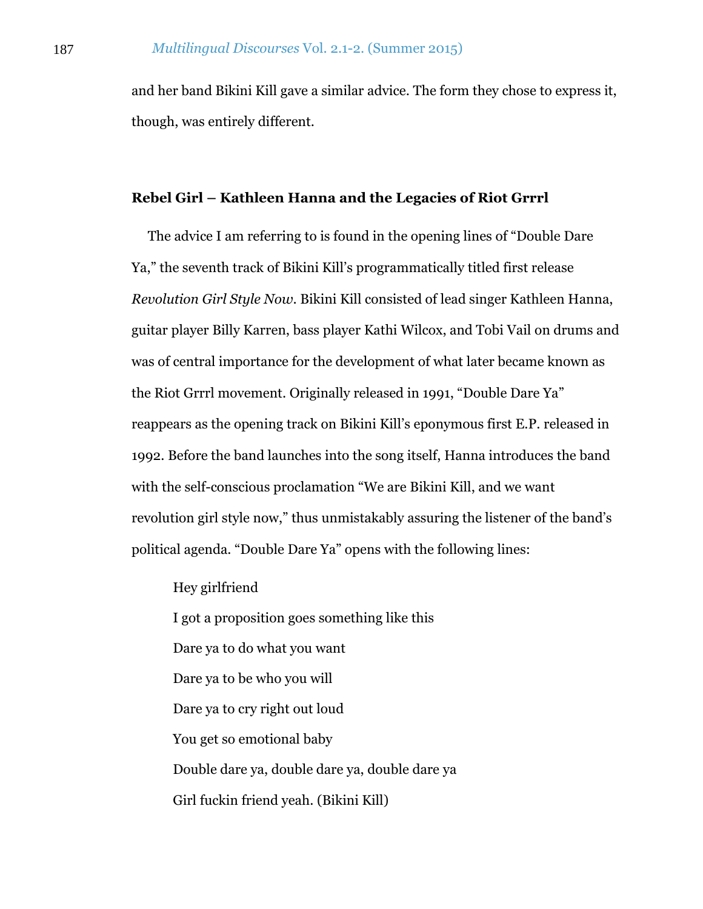and her band Bikini Kill gave a similar advice. The form they chose to express it, though, was entirely different.

## Rebel Girl – Kathleen Hanna and the Legacies of Riot Grrrl

The advice I am referring to is found in the opening lines of "Double Dare Ya," the seventh track of Bikini Kill's programmatically titled first release *Revolution Girl Style Now*. Bikini Kill consisted of lead singer Kathleen Hanna, guitar player Billy Karren, bass player Kathi Wilcox, and Tobi Vail on drums and was of central importance for the development of what later became known as the Riot Grrrl movement. Originally released in 1991, "Double Dare Ya" reappears as the opening track on Bikini Kill's eponymous first E.P. released in 1992. Before the band launches into the song itself, Hanna introduces the band with the self-conscious proclamation "We are Bikini Kill, and we want revolution girl style now," thus unmistakably assuring the listener of the band's political agenda. "Double Dare Ya" opens with the following lines:

> Hey girlfriend
> 
> I got a proposition goes something like this
> 
> Dare ya to do what you want
> 
> Dare ya to be who you will
> 
> Dare ya to cry right out loud
> 
> You get so emotional baby
> 
> Double dare ya, double dare ya, double dare ya
> 
> Girl fuckin friend yeah. (Bikini Kill)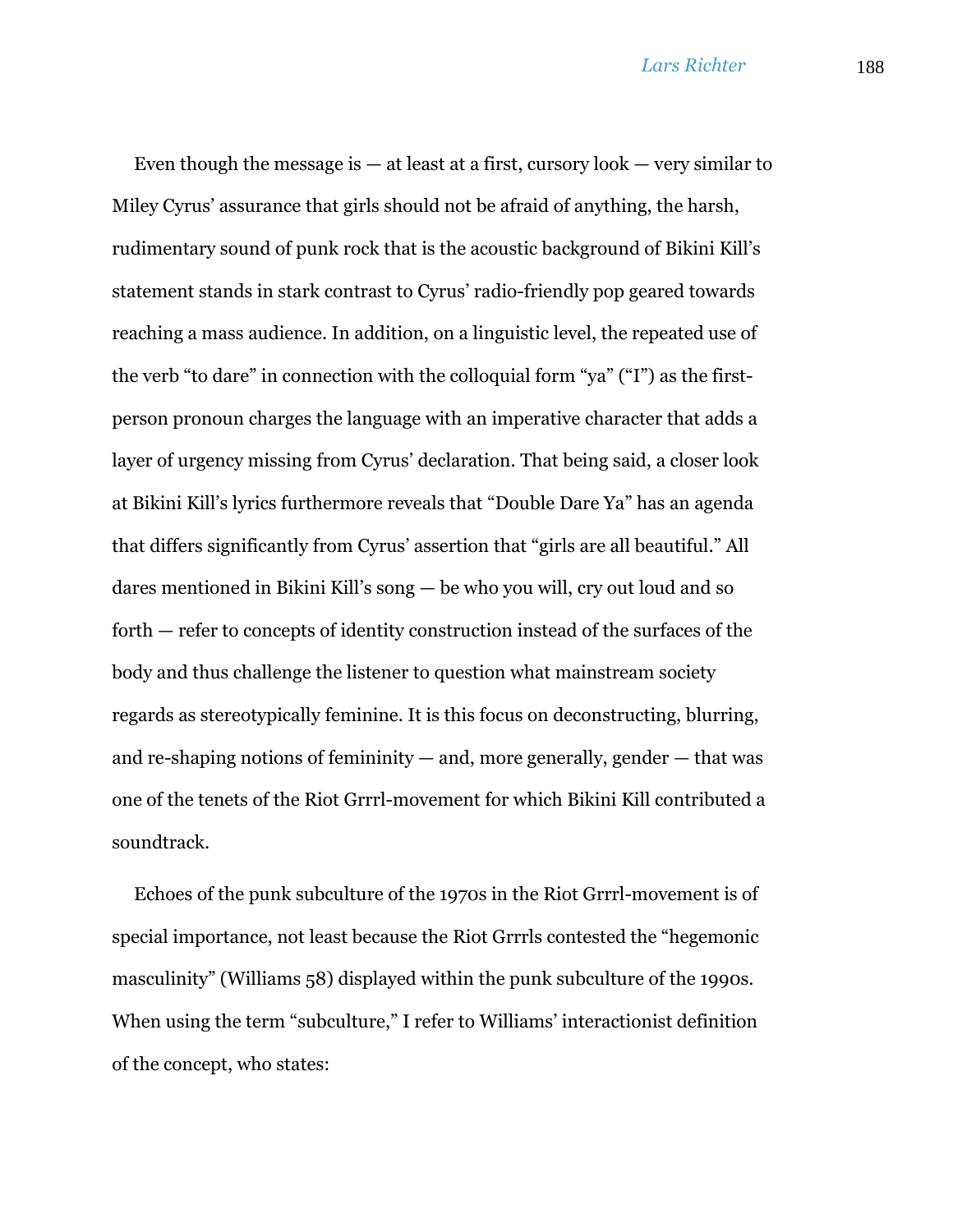Even though the message is — at least at a first, cursory look — very similar to Miley Cyrus' assurance that girls should not be afraid of anything, the harsh, rudimentary sound of punk rock that is the acoustic background of Bikini Kill's statement stands in stark contrast to Cyrus' radio-friendly pop geared towards reaching a mass audience. In addition, on a linguistic level, the repeated use of the verb "to dare" in connection with the colloquial form "ya" ("I") as the first-person pronoun charges the language with an imperative character that adds a layer of urgency missing from Cyrus' declaration. That being said, a closer look at Bikini Kill's lyrics furthermore reveals that "Double Dare Ya" has an agenda that differs significantly from Cyrus' assertion that "girls are all beautiful." All dares mentioned in Bikini Kill's song — be who you will, cry out loud and so forth — refer to concepts of identity construction instead of the surfaces of the body and thus challenge the listener to question what mainstream society regards as stereotypically feminine. It is this focus on deconstructing, blurring, and re-shaping notions of femininity — and, more generally, gender — that was one of the tenets of the Riot Grrrl-movement for which Bikini Kill contributed a soundtrack.

Echoes of the punk subculture of the 1970s in the Riot Grrrl-movement is of special importance, not least because the Riot Grrrls contested the "hegemonic masculinity" (Williams 58) displayed within the punk subculture of the 1990s. When using the term "subculture," I refer to Williams' interactionist definition of the concept, who states: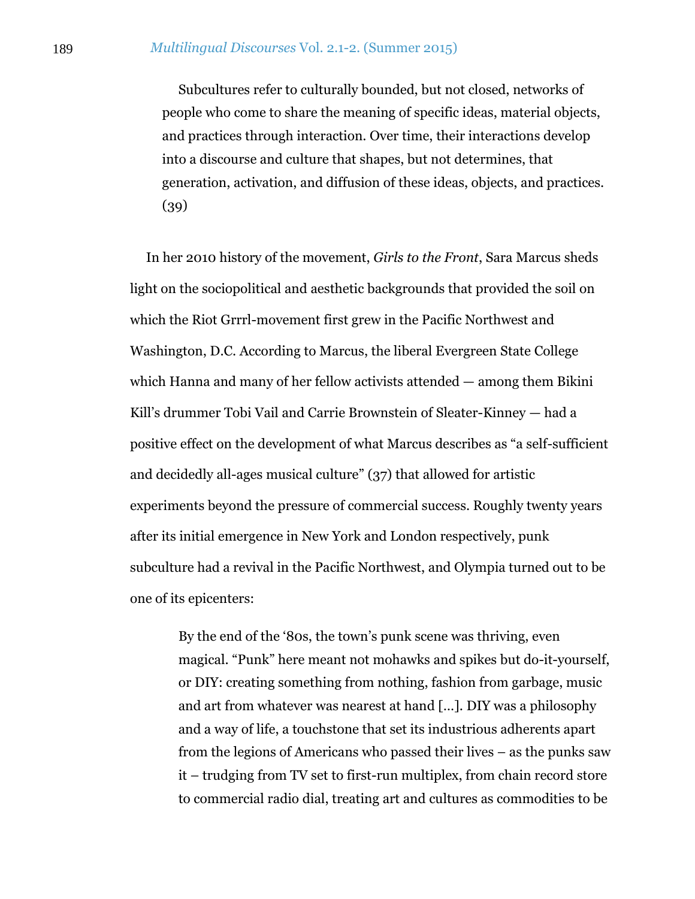> Subcultures refer to culturally bounded, but not closed, networks of people who come to share the meaning of specific ideas, material objects, and practices through interaction. Over time, their interactions develop into a discourse and culture that shapes, but not determines, that generation, activation, and diffusion of these ideas, objects, and practices. (39)

In her 2010 history of the movement, *Girls to the Front*, Sara Marcus sheds light on the sociopolitical and aesthetic backgrounds that provided the soil on which the Riot Grrrl-movement first grew in the Pacific Northwest and Washington, D.C. According to Marcus, the liberal Evergreen State College which Hanna and many of her fellow activists attended — among them Bikini Kill's drummer Tobi Vail and Carrie Brownstein of Sleater-Kinney — had a positive effect on the development of what Marcus describes as "a self-sufficient and decidedly all-ages musical culture" (37) that allowed for artistic experiments beyond the pressure of commercial success. Roughly twenty years after its initial emergence in New York and London respectively, punk subculture had a revival in the Pacific Northwest, and Olympia turned out to be one of its epicenters:

> By the end of the '80s, the town's punk scene was thriving, even magical. "Punk" here meant not mohawks and spikes but do-it-yourself, or DIY: creating something from nothing, fashion from garbage, music and art from whatever was nearest at hand [...]. DIY was a philosophy and a way of life, a touchstone that set its industrious adherents apart from the legions of Americans who passed their lives – as the punks saw it – trudging from TV set to first-run multiplex, from chain record store to commercial radio dial, treating art and cultures as commodities to be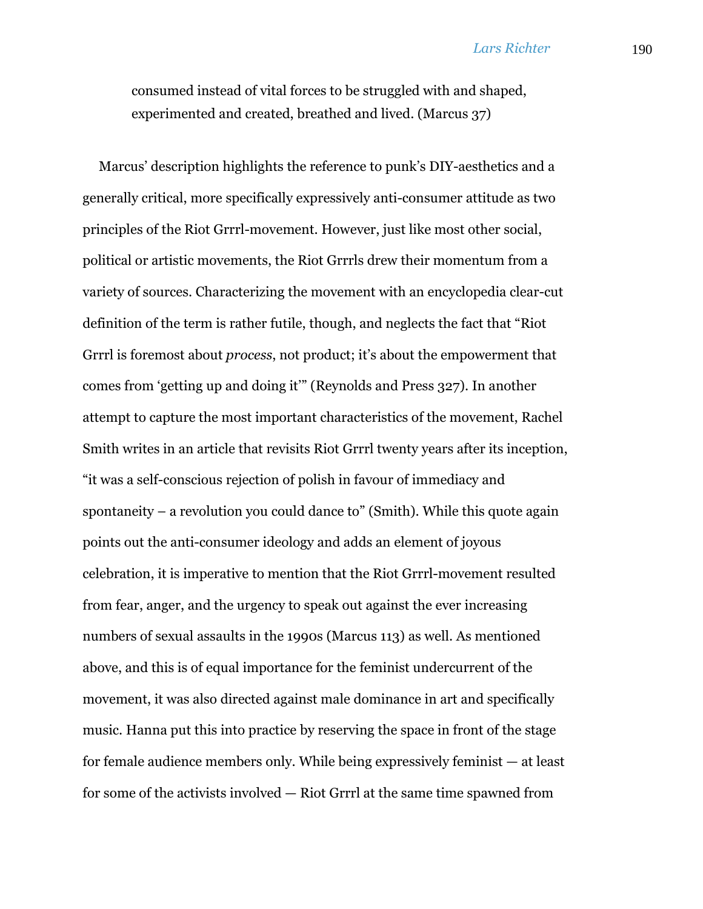consumed instead of vital forces to be struggled with and shaped, experimented and created, breathed and lived. (Marcus 37)

Marcus' description highlights the reference to punk's DIY-aesthetics and a generally critical, more specifically expressively anti-consumer attitude as two principles of the Riot Grrrl-movement. However, just like most other social, political or artistic movements, the Riot Grrrls drew their momentum from a variety of sources. Characterizing the movement with an encyclopedia clear-cut definition of the term is rather futile, though, and neglects the fact that "Riot Grrrl is foremost about *process*, not product; it's about the empowerment that comes from 'getting up and doing it'" (Reynolds and Press 327). In another attempt to capture the most important characteristics of the movement, Rachel Smith writes in an article that revisits Riot Grrrl twenty years after its inception, "it was a self-conscious rejection of polish in favour of immediacy and spontaneity – a revolution you could dance to" (Smith). While this quote again points out the anti-consumer ideology and adds an element of joyous celebration, it is imperative to mention that the Riot Grrrl-movement resulted from fear, anger, and the urgency to speak out against the ever increasing numbers of sexual assaults in the 1990s (Marcus 113) as well. As mentioned above, and this is of equal importance for the feminist undercurrent of the movement, it was also directed against male dominance in art and specifically music. Hanna put this into practice by reserving the space in front of the stage for female audience members only. While being expressively feminist — at least for some of the activists involved — Riot Grrrl at the same time spawned from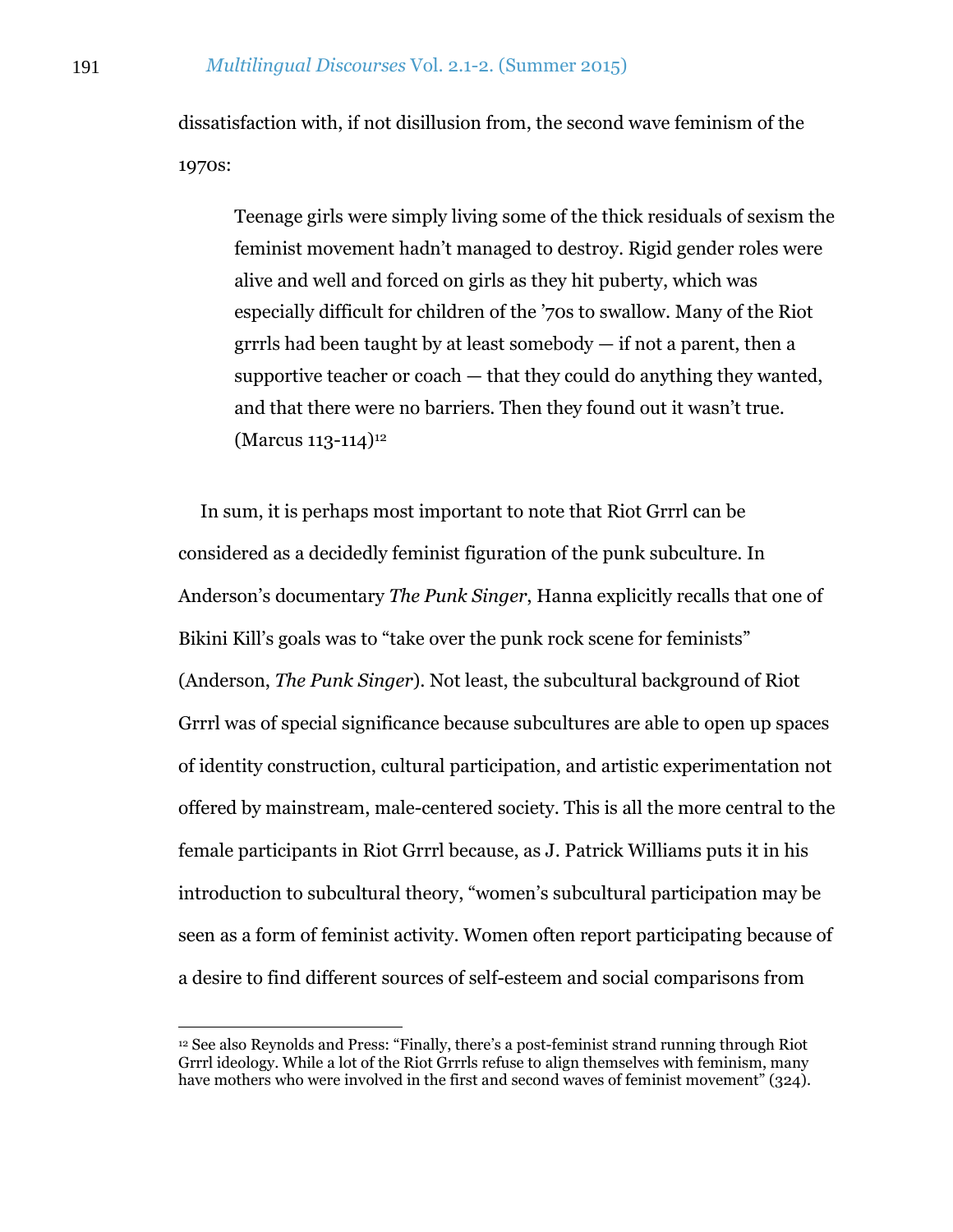dissatisfaction with, if not disillusion from, the second wave feminism of the 1970s:

> Teenage girls were simply living some of the thick residuals of sexism the feminist movement hadn't managed to destroy. Rigid gender roles were alive and well and forced on girls as they hit puberty, which was especially difficult for children of the '70s to swallow. Many of the Riot grrrls had been taught by at least somebody — if not a parent, then a supportive teacher or coach — that they could do anything they wanted, and that there were no barriers. Then they found out it wasn't true. (Marcus 113-114)[12]

In sum, it is perhaps most important to note that Riot Grrrl can be considered as a decidedly feminist figuration of the punk subculture. In Anderson's documentary *The Punk Singer*, Hanna explicitly recalls that one of Bikini Kill's goals was to "take over the punk rock scene for feminists" (Anderson, *The Punk Singer*). Not least, the subcultural background of Riot Grrrl was of special significance because subcultures are able to open up spaces of identity construction, cultural participation, and artistic experimentation not offered by mainstream, male-centered society. This is all the more central to the female participants in Riot Grrrl because, as J. Patrick Williams puts it in his introduction to subcultural theory, "women's subcultural participation may be seen as a form of feminist activity. Women often report participating because of a desire to find different sources of self-esteem and social comparisons from

---

[12] See also Reynolds and Press: "Finally, there's a post-feminist strand running through Riot Grrrl ideology. While a lot of the Riot Grrrls refuse to align themselves with feminism, many have mothers who were involved in the first and second waves of feminist movement" (324).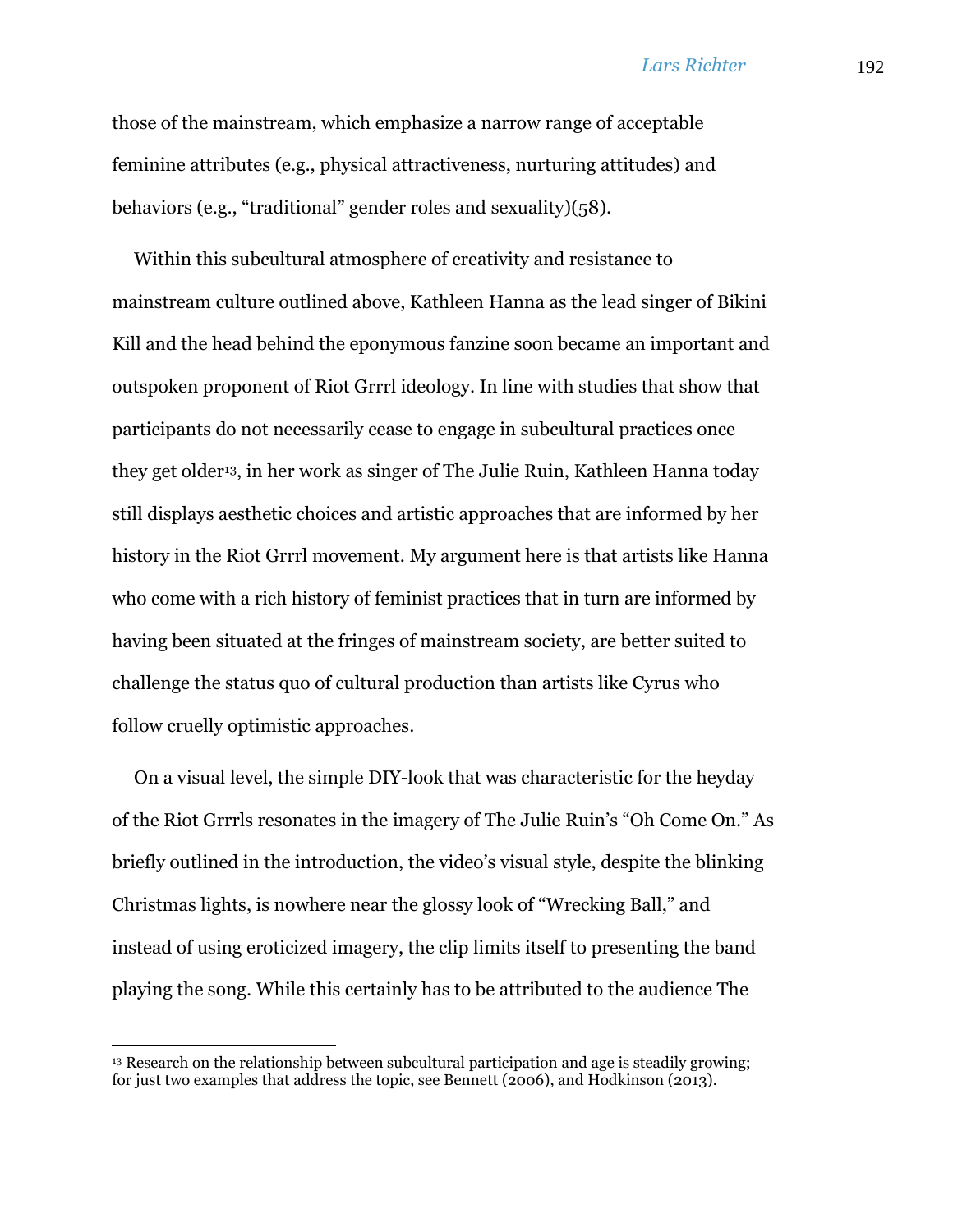those of the mainstream, which emphasize a narrow range of acceptable feminine attributes (e.g., physical attractiveness, nurturing attitudes) and behaviors (e.g., “traditional” gender roles and sexuality)(58).

Within this subcultural atmosphere of creativity and resistance to mainstream culture outlined above, Kathleen Hanna as the lead singer of Bikini Kill and the head behind the eponymous fanzine soon became an important and outspoken proponent of Riot Grrrl ideology. In line with studies that show that participants do not necessarily cease to engage in subcultural practices once they get older[13], in her work as singer of The Julie Ruin, Kathleen Hanna today still displays aesthetic choices and artistic approaches that are informed by her history in the Riot Grrrl movement. My argument here is that artists like Hanna who come with a rich history of feminist practices that in turn are informed by having been situated at the fringes of mainstream society, are better suited to challenge the status quo of cultural production than artists like Cyrus who follow cruelly optimistic approaches.

On a visual level, the simple DIY-look that was characteristic for the heyday of the Riot Grrrls resonates in the imagery of The Julie Ruin’s “Oh Come On.” As briefly outlined in the introduction, the video’s visual style, despite the blinking Christmas lights, is nowhere near the glossy look of “Wrecking Ball,” and instead of using eroticized imagery, the clip limits itself to presenting the band playing the song. While this certainly has to be attributed to the audience The

[13] Research on the relationship between subcultural participation and age is steadily growing; for just two examples that address the topic, see Bennett (2006), and Hodkinson (2013).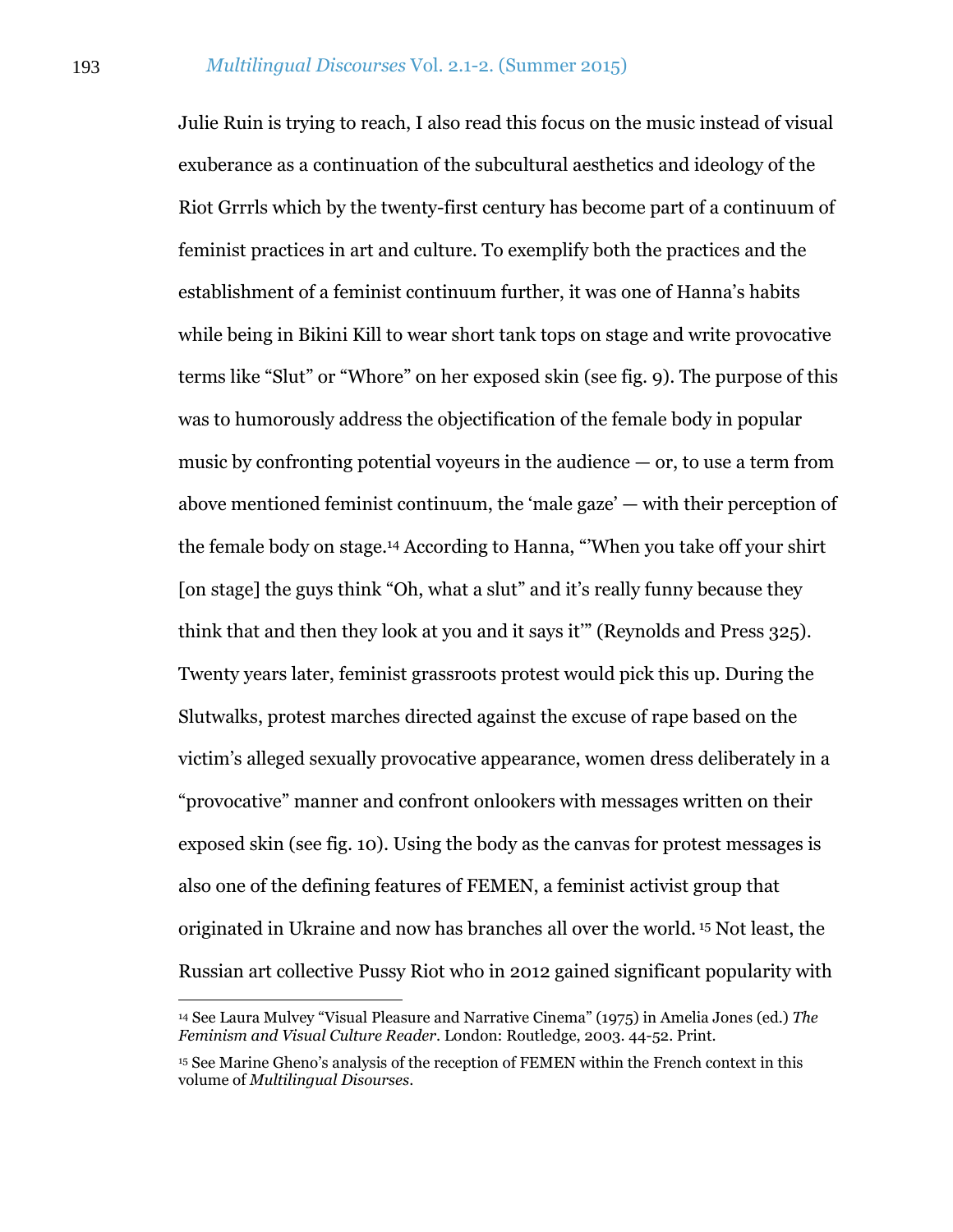Julie Ruin is trying to reach, I also read this focus on the music instead of visual exuberance as a continuation of the subcultural aesthetics and ideology of the Riot Grrrls which by the twenty-first century has become part of a continuum of feminist practices in art and culture. To exemplify both the practices and the establishment of a feminist continuum further, it was one of Hanna's habits while being in Bikini Kill to wear short tank tops on stage and write provocative terms like "Slut" or "Whore" on her exposed skin (see fig. 9). The purpose of this was to humorously address the objectification of the female body in popular music by confronting potential voyeurs in the audience — or, to use a term from above mentioned feminist continuum, the 'male gaze' — with their perception of the female body on stage.[14] According to Hanna, "'When you take off your shirt [on stage] the guys think "Oh, what a slut" and it's really funny because they think that and then they look at you and it says it'" (Reynolds and Press 325). Twenty years later, feminist grassroots protest would pick this up. During the Slutwalks, protest marches directed against the excuse of rape based on the victim's alleged sexually provocative appearance, women dress deliberately in a "provocative" manner and confront onlookers with messages written on their exposed skin (see fig. 10). Using the body as the canvas for protest messages is also one of the defining features of FEMEN, a feminist activist group that originated in Ukraine and now has branches all over the world.[15] Not least, the Russian art collective Pussy Riot who in 2012 gained significant popularity with

---

[14] See Laura Mulvey "Visual Pleasure and Narrative Cinema" (1975) in Amelia Jones (ed.) *The Feminism and Visual Culture Reader*. London: Routledge, 2003. 44-52. Print.

[15] See Marine Gheno's analysis of the reception of FEMEN within the French context in this volume of *Multilingual Disourses*.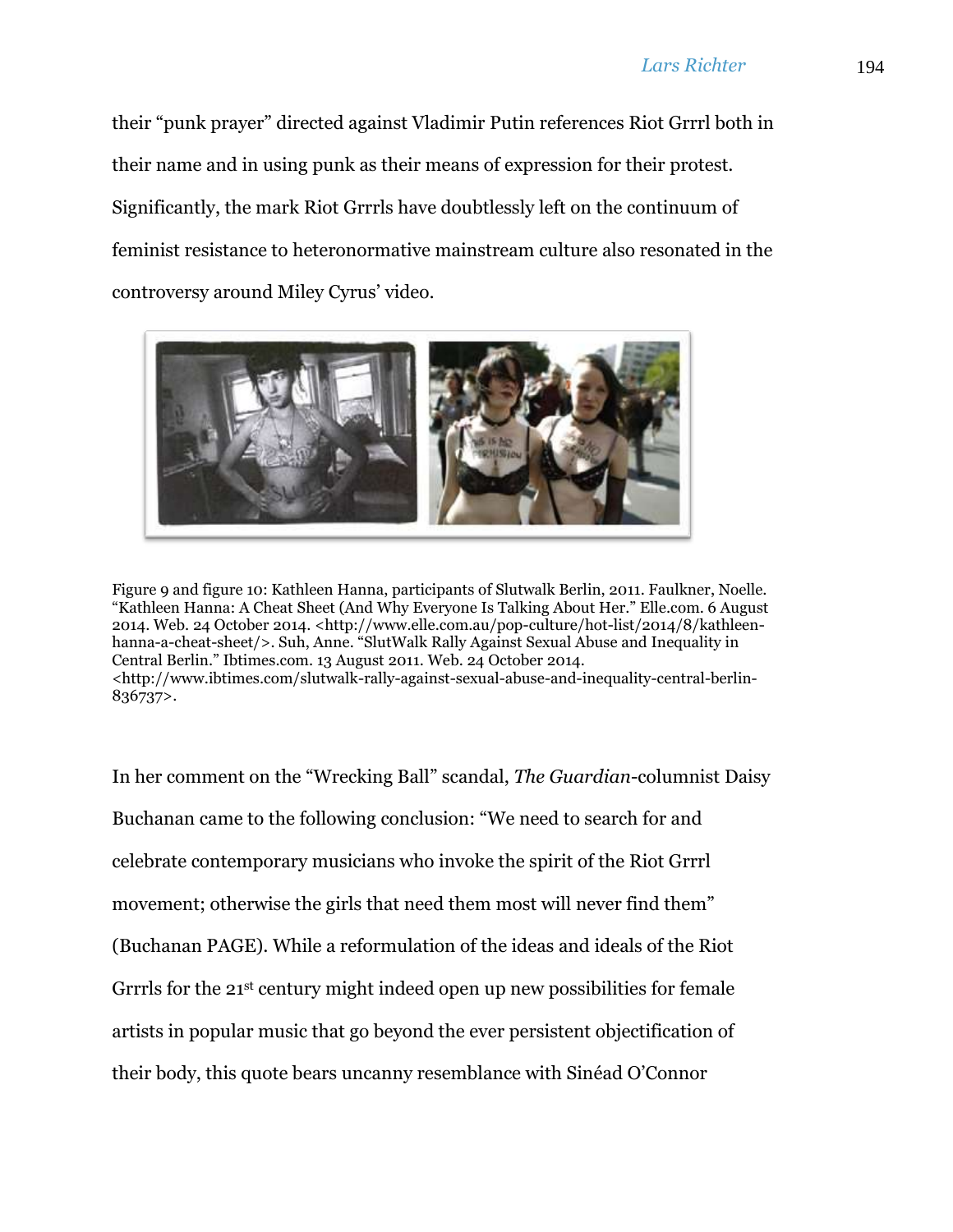their “punk prayer” directed against Vladimir Putin references Riot Grrrl both in their name and in using punk as their means of expression for their protest. Significantly, the mark Riot Grrrls have doubtlessly left on the continuum of feminist resistance to heteronormative mainstream culture also resonated in the controversy around Miley Cyrus’ video.

Figure 9 and figure 10: Kathleen Hanna, participants of Slutwalk Berlin, 2011. Faulkner, Noelle. “Kathleen Hanna: A Cheat Sheet (And Why Everyone Is Talking About Her.” Elle.com. 6 August 2014. Web. 24 October 2014. <http://www.elle.com.au/pop-culture/hot-list/2014/8/kathleen-hanna-a-cheat-sheet/>. Suh, Anne. “SlutWalk Rally Against Sexual Abuse and Inequality in Central Berlin.” Ibtimes.com. 13 August 2011. Web. 24 October 2014. <http://www.ibtimes.com/slutwalk-rally-against-sexual-abuse-and-inequality-central-berlin-836737>.

In her comment on the “Wrecking Ball” scandal, *The Guardian*-columnist Daisy Buchanan came to the following conclusion: “We need to search for and celebrate contemporary musicians who invoke the spirit of the Riot Grrrl movement; otherwise the girls that need them most will never find them” (Buchanan PAGE). While a reformulation of the ideas and ideals of the Riot Grrrls for the 21st century might indeed open up new possibilities for female artists in popular music that go beyond the ever persistent objectification of their body, this quote bears uncanny resemblance with Sinéad O’Connor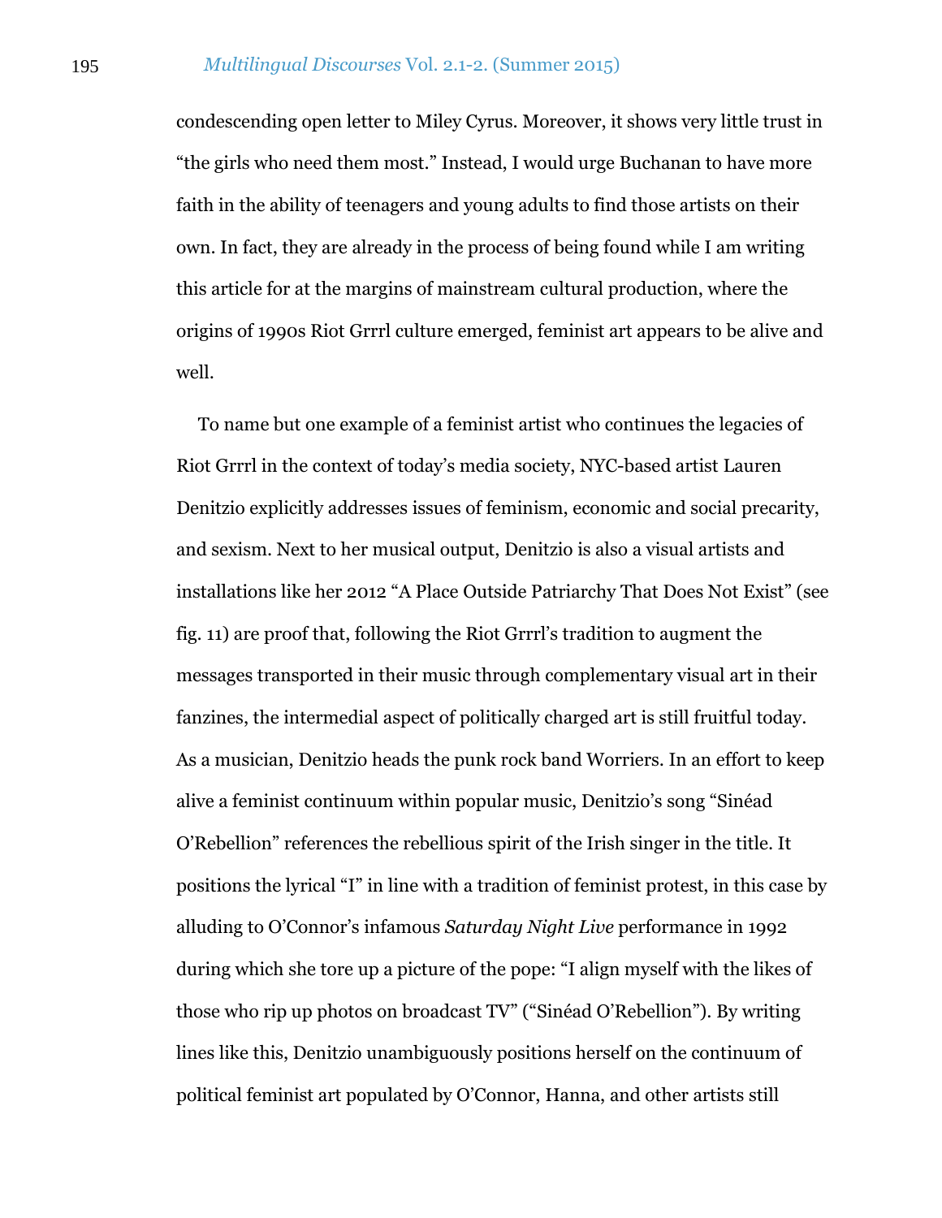condescending open letter to Miley Cyrus. Moreover, it shows very little trust in "the girls who need them most." Instead, I would urge Buchanan to have more faith in the ability of teenagers and young adults to find those artists on their own. In fact, they are already in the process of being found while I am writing this article for at the margins of mainstream cultural production, where the origins of 1990s Riot Grrrl culture emerged, feminist art appears to be alive and well.

To name but one example of a feminist artist who continues the legacies of Riot Grrrl in the context of today's media society, NYC-based artist Lauren Denitzio explicitly addresses issues of feminism, economic and social precarity, and sexism. Next to her musical output, Denitzio is also a visual artists and installations like her 2012 "A Place Outside Patriarchy That Does Not Exist" (see fig. 11) are proof that, following the Riot Grrrl's tradition to augment the messages transported in their music through complementary visual art in their fanzines, the intermedial aspect of politically charged art is still fruitful today. As a musician, Denitzio heads the punk rock band Worriers. In an effort to keep alive a feminist continuum within popular music, Denitzio's song "Sinéad O'Rebellion" references the rebellious spirit of the Irish singer in the title. It positions the lyrical "I" in line with a tradition of feminist protest, in this case by alluding to O'Connor's infamous *Saturday Night Live* performance in 1992 during which she tore up a picture of the pope: "I align myself with the likes of those who rip up photos on broadcast TV" ("Sinéad O'Rebellion"). By writing lines like this, Denitzio unambiguously positions herself on the continuum of political feminist art populated by O'Connor, Hanna, and other artists still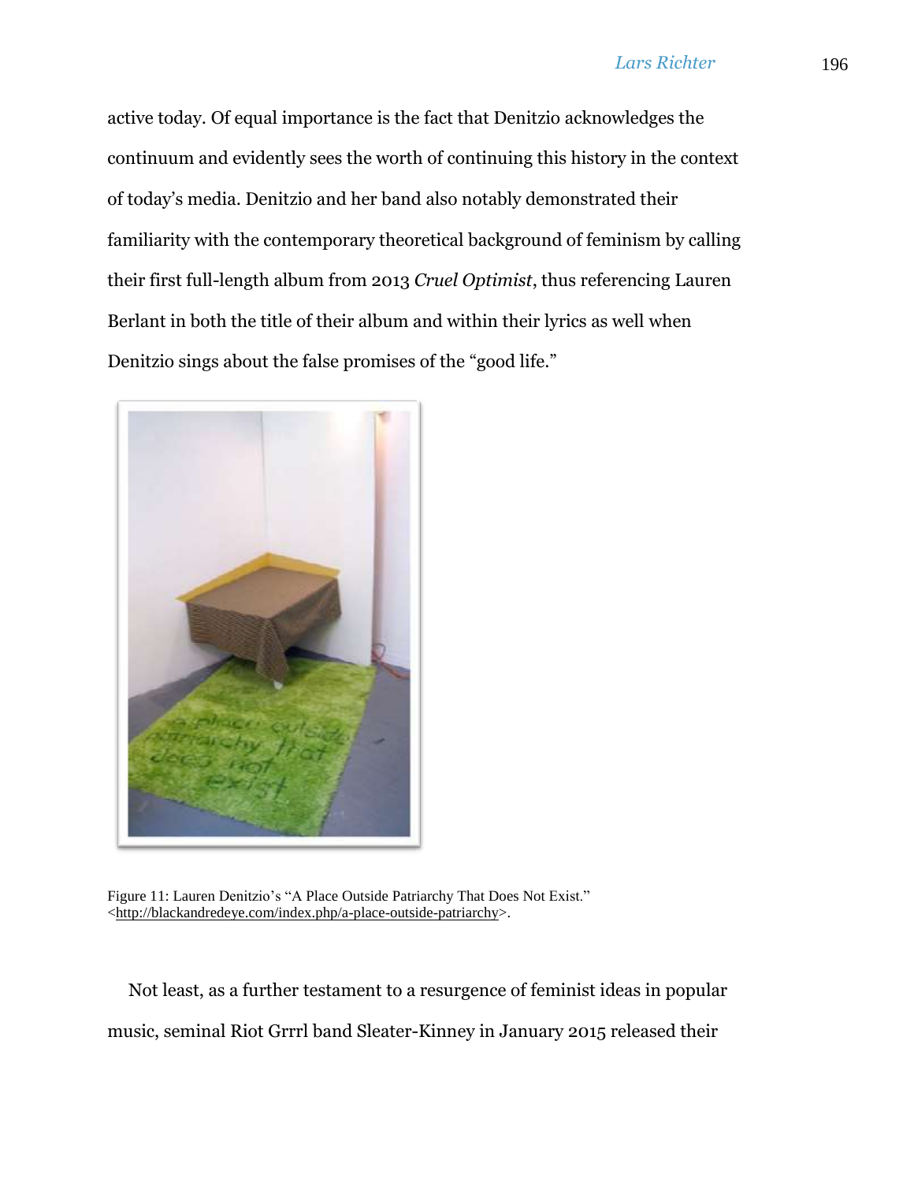active today. Of equal importance is the fact that Denitzio acknowledges the continuum and evidently sees the worth of continuing this history in the context of today's media. Denitzio and her band also notably demonstrated their familiarity with the contemporary theoretical background of feminism by calling their first full-length album from 2013 *Cruel Optimist*, thus referencing Lauren Berlant in both the title of their album and within their lyrics as well when Denitzio sings about the false promises of the "good life."

Figure 11: Lauren Denitzio's "A Place Outside Patriarchy That Does Not Exist." <http://blackandredeye.com/index.php/a-place-outside-patriarchy>.

Not least, as a further testament to a resurgence of feminist ideas in popular music, seminal Riot Grrrl band Sleater-Kinney in January 2015 released their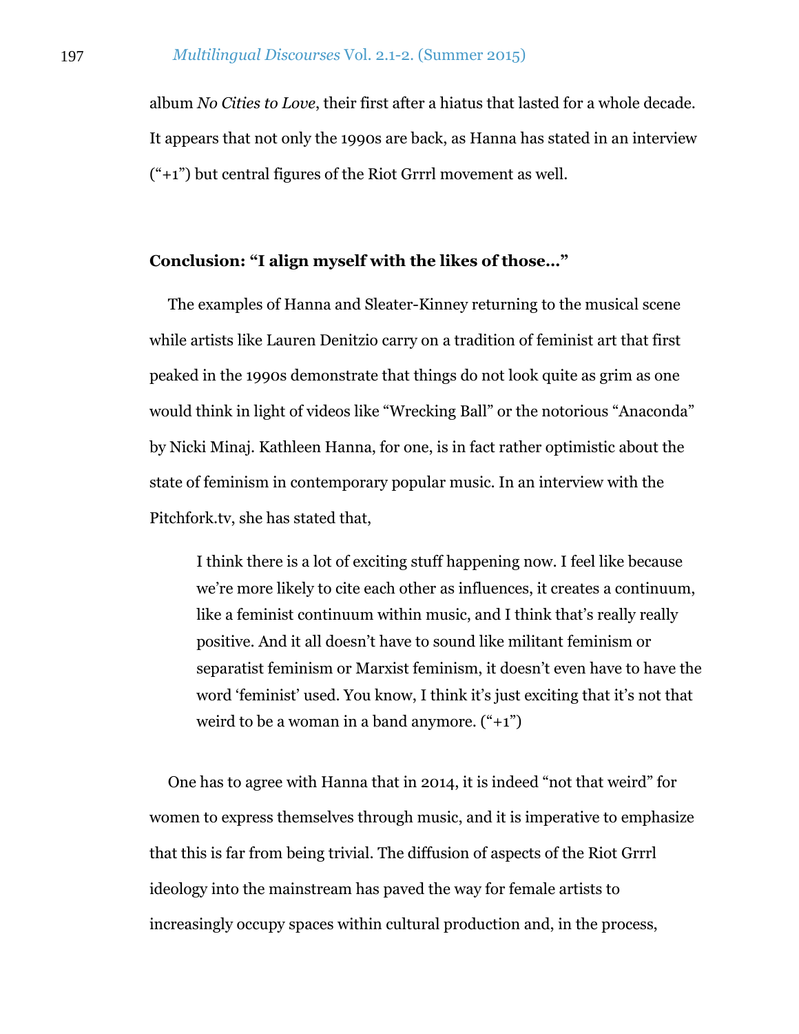album *No Cities to Love*, their first after a hiatus that lasted for a whole decade. It appears that not only the 1990s are back, as Hanna has stated in an interview ("+1") but central figures of the Riot Grrrl movement as well.

## Conclusion: "I align myself with the likes of those…"

The examples of Hanna and Sleater-Kinney returning to the musical scene while artists like Lauren Denitzio carry on a tradition of feminist art that first peaked in the 1990s demonstrate that things do not look quite as grim as one would think in light of videos like "Wrecking Ball" or the notorious "Anaconda" by Nicki Minaj. Kathleen Hanna, for one, is in fact rather optimistic about the state of feminism in contemporary popular music. In an interview with the Pitchfork.tv, she has stated that,

> I think there is a lot of exciting stuff happening now. I feel like because we're more likely to cite each other as influences, it creates a continuum, like a feminist continuum within music, and I think that's really really positive. And it all doesn't have to sound like militant feminism or separatist feminism or Marxist feminism, it doesn't even have to have the word 'feminist' used. You know, I think it's just exciting that it's not that weird to be a woman in a band anymore. ("+1")

One has to agree with Hanna that in 2014, it is indeed "not that weird" for women to express themselves through music, and it is imperative to emphasize that this is far from being trivial. The diffusion of aspects of the Riot Grrrl ideology into the mainstream has paved the way for female artists to increasingly occupy spaces within cultural production and, in the process,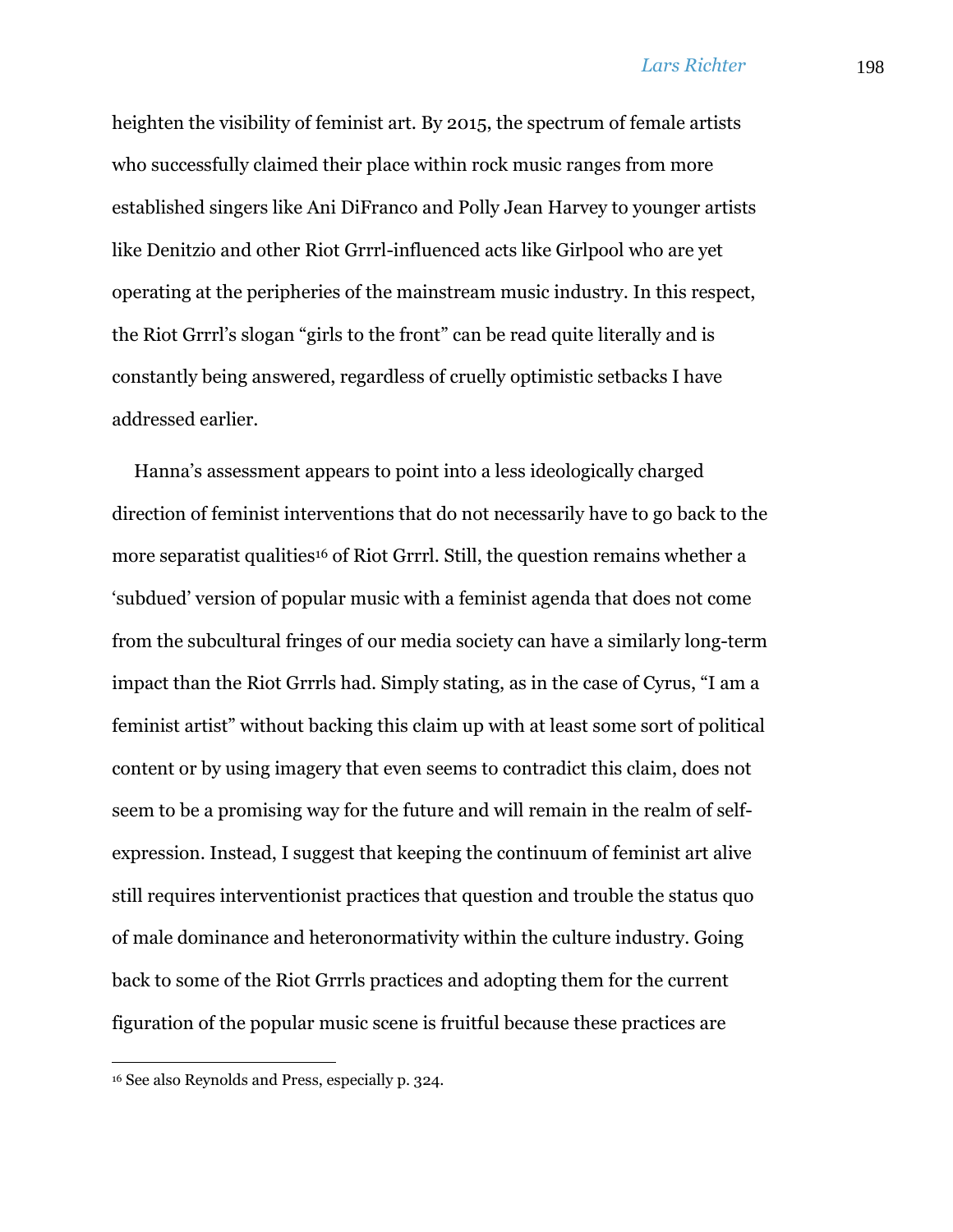heighten the visibility of feminist art. By 2015, the spectrum of female artists who successfully claimed their place within rock music ranges from more established singers like Ani DiFranco and Polly Jean Harvey to younger artists like Denitzio and other Riot Grrrl-influenced acts like Girlpool who are yet operating at the peripheries of the mainstream music industry. In this respect, the Riot Grrrl's slogan "girls to the front" can be read quite literally and is constantly being answered, regardless of cruelly optimistic setbacks I have addressed earlier.

Hanna's assessment appears to point into a less ideologically charged direction of feminist interventions that do not necessarily have to go back to the more separatist qualities[16] of Riot Grrrl. Still, the question remains whether a 'subdued' version of popular music with a feminist agenda that does not come from the subcultural fringes of our media society can have a similarly long-term impact than the Riot Grrrls had. Simply stating, as in the case of Cyrus, "I am a feminist artist" without backing this claim up with at least some sort of political content or by using imagery that even seems to contradict this claim, does not seem to be a promising way for the future and will remain in the realm of self-expression. Instead, I suggest that keeping the continuum of feminist art alive still requires interventionist practices that question and trouble the status quo of male dominance and heteronormativity within the culture industry. Going back to some of the Riot Grrrls practices and adopting them for the current figuration of the popular music scene is fruitful because these practices are

[16] See also Reynolds and Press, especially p. 324.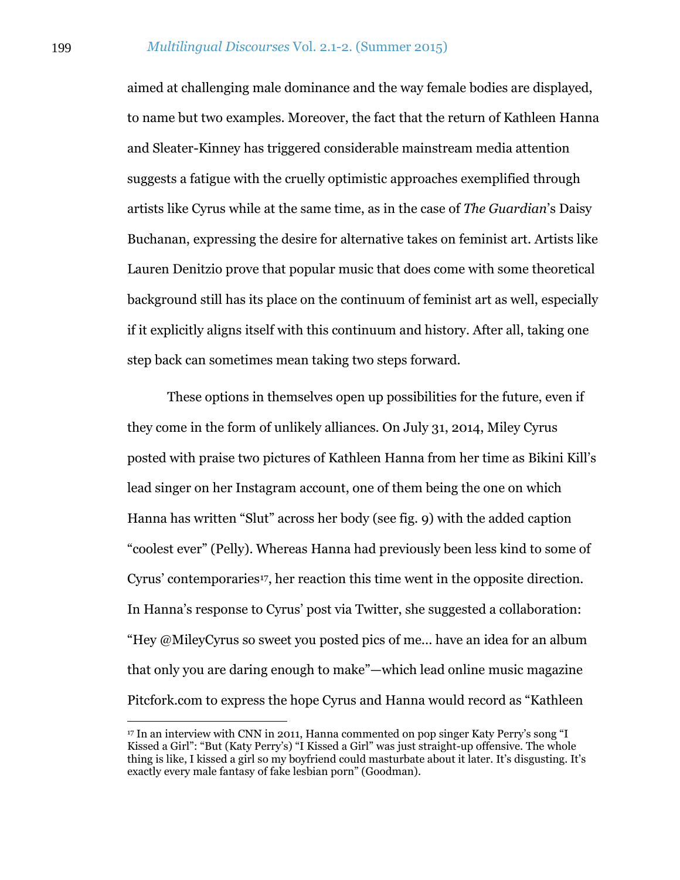aimed at challenging male dominance and the way female bodies are displayed, to name but two examples. Moreover, the fact that the return of Kathleen Hanna and Sleater-Kinney has triggered considerable mainstream media attention suggests a fatigue with the cruelly optimistic approaches exemplified through artists like Cyrus while at the same time, as in the case of *The Guardian*'s Daisy Buchanan, expressing the desire for alternative takes on feminist art. Artists like Lauren Denitzio prove that popular music that does come with some theoretical background still has its place on the continuum of feminist art as well, especially if it explicitly aligns itself with this continuum and history. After all, taking one step back can sometimes mean taking two steps forward.

These options in themselves open up possibilities for the future, even if they come in the form of unlikely alliances. On July 31, 2014, Miley Cyrus posted with praise two pictures of Kathleen Hanna from her time as Bikini Kill's lead singer on her Instagram account, one of them being the one on which Hanna has written "Slut" across her body (see fig. 9) with the added caption "coolest ever" (Pelly). Whereas Hanna had previously been less kind to some of Cyrus' contemporaries[17], her reaction this time went in the opposite direction. In Hanna's response to Cyrus' post via Twitter, she suggested a collaboration: "Hey @MileyCyrus so sweet you posted pics of me… have an idea for an album that only you are daring enough to make"—which lead online music magazine Pitcfork.com to express the hope Cyrus and Hanna would record as "Kathleen

[17] In an interview with CNN in 2011, Hanna commented on pop singer Katy Perry's song "I Kissed a Girl": "But (Katy Perry's) "I Kissed a Girl" was just straight-up offensive. The whole thing is like, I kissed a girl so my boyfriend could masturbate about it later. It's disgusting. It's exactly every male fantasy of fake lesbian porn" (Goodman).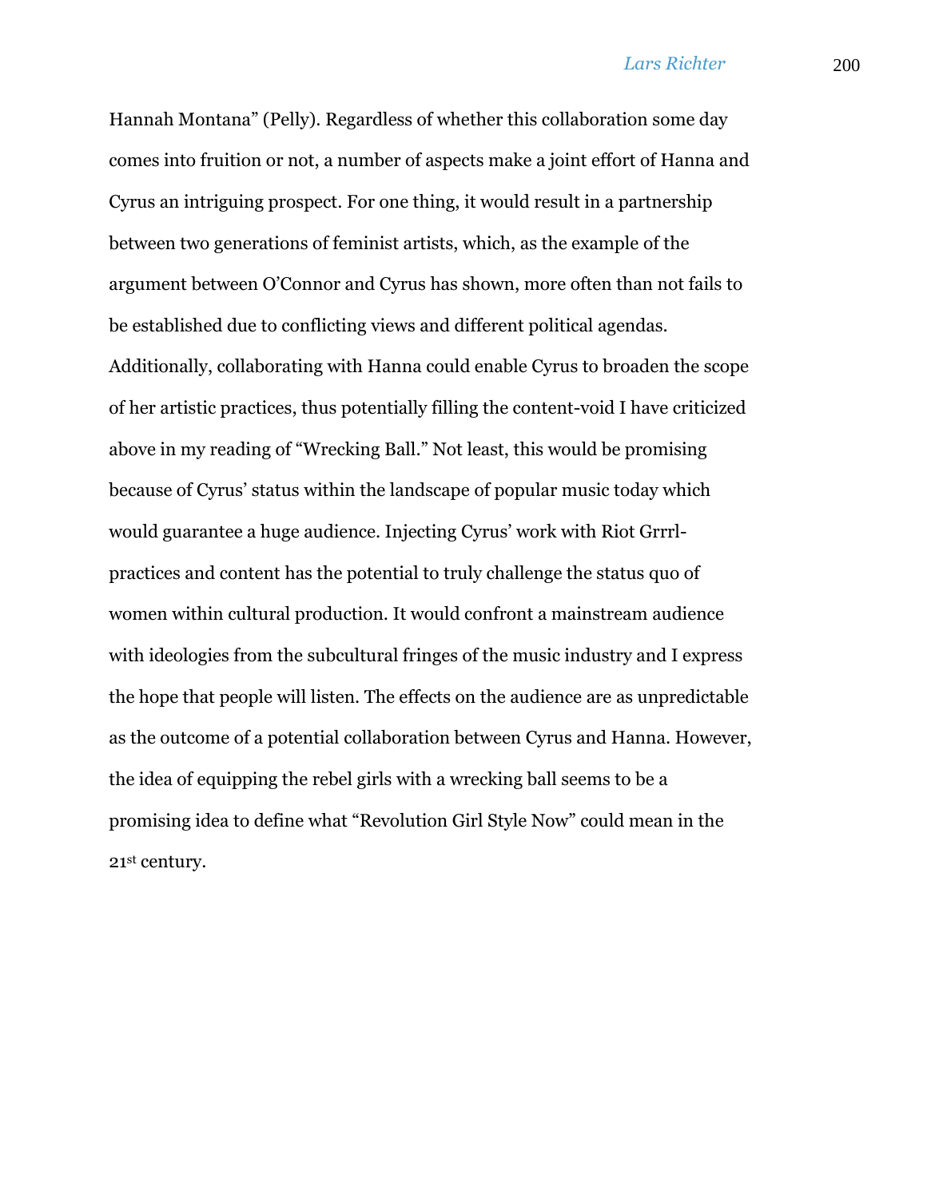Hannah Montana" (Pelly). Regardless of whether this collaboration some day comes into fruition or not, a number of aspects make a joint effort of Hanna and Cyrus an intriguing prospect. For one thing, it would result in a partnership between two generations of feminist artists, which, as the example of the argument between O'Connor and Cyrus has shown, more often than not fails to be established due to conflicting views and different political agendas. Additionally, collaborating with Hanna could enable Cyrus to broaden the scope of her artistic practices, thus potentially filling the content-void I have criticized above in my reading of "Wrecking Ball." Not least, this would be promising because of Cyrus' status within the landscape of popular music today which would guarantee a huge audience. Injecting Cyrus' work with Riot Grrrl-practices and content has the potential to truly challenge the status quo of women within cultural production. It would confront a mainstream audience with ideologies from the subcultural fringes of the music industry and I express the hope that people will listen. The effects on the audience are as unpredictable as the outcome of a potential collaboration between Cyrus and Hanna. However, the idea of equipping the rebel girls with a wrecking ball seems to be a promising idea to define what "Revolution Girl Style Now" could mean in the 21st century.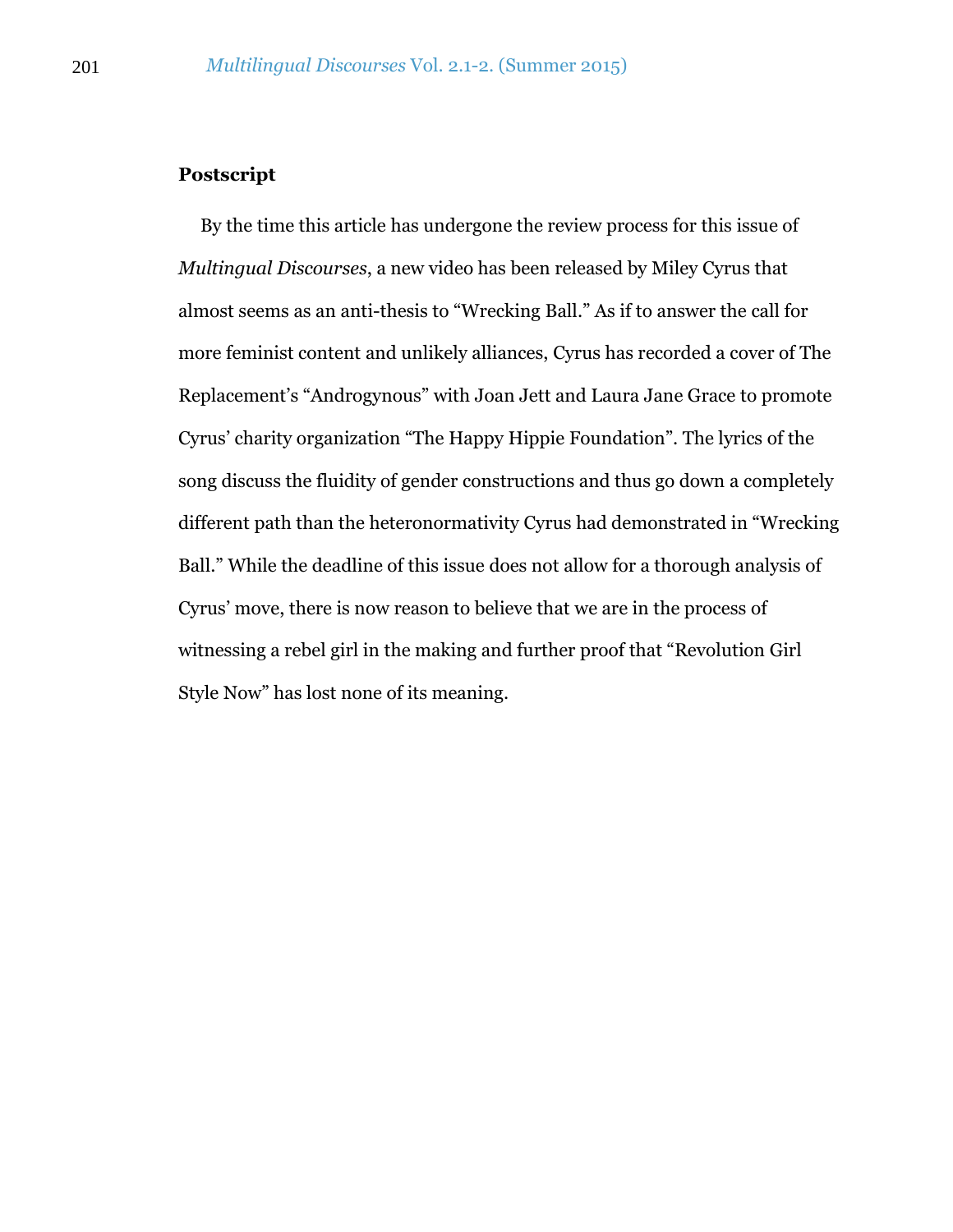## Postscript

By the time this article has undergone the review process for this issue of *Multingual Discourses*, a new video has been released by Miley Cyrus that almost seems as an anti-thesis to "Wrecking Ball." As if to answer the call for more feminist content and unlikely alliances, Cyrus has recorded a cover of The Replacement's "Androgynous" with Joan Jett and Laura Jane Grace to promote Cyrus' charity organization "The Happy Hippie Foundation". The lyrics of the song discuss the fluidity of gender constructions and thus go down a completely different path than the heteronormativity Cyrus had demonstrated in "Wrecking Ball." While the deadline of this issue does not allow for a thorough analysis of Cyrus' move, there is now reason to believe that we are in the process of witnessing a rebel girl in the making and further proof that "Revolution Girl Style Now" has lost none of its meaning.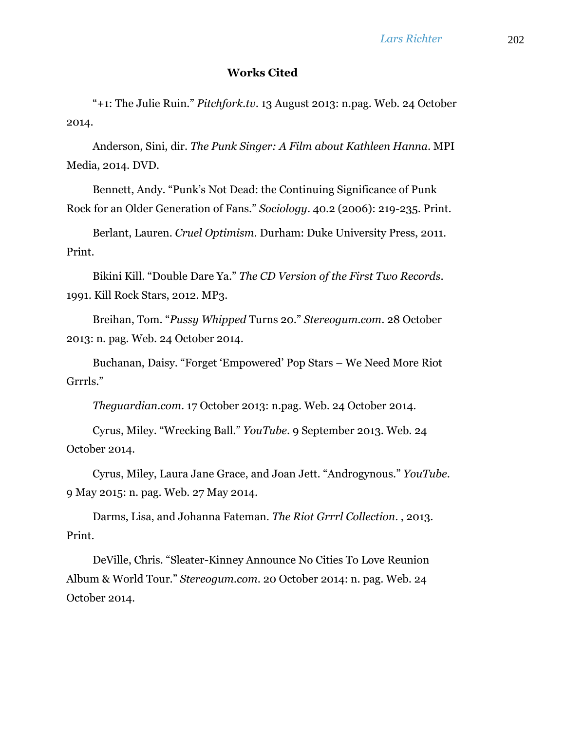## Works Cited

"+1: The Julie Ruin." *Pitchfork.tv*. 13 August 2013: n.pag. Web. 24 October 2014.

Anderson, Sini, dir. *The Punk Singer: A Film about Kathleen Hanna*. MPI Media, 2014. DVD.

Bennett, Andy. "Punk's Not Dead: the Continuing Significance of Punk Rock for an Older Generation of Fans." *Sociology*. 40.2 (2006): 219-235. Print.

Berlant, Lauren. *Cruel Optimism*. Durham: Duke University Press, 2011. Print.

Bikini Kill. "Double Dare Ya." *The CD Version of the First Two Records*. 1991. Kill Rock Stars, 2012. MP3.

Breihan, Tom. "*Pussy Whipped* Turns 20." *Stereogum.com*. 28 October 2013: n. pag. Web. 24 October 2014.

Buchanan, Daisy. "Forget 'Empowered' Pop Stars – We Need More Riot Grrrls."

*Theguardian.com*. 17 October 2013: n.pag. Web. 24 October 2014.

Cyrus, Miley. "Wrecking Ball." *YouTube*. 9 September 2013. Web. 24 October 2014.

Cyrus, Miley, Laura Jane Grace, and Joan Jett. "Androgynous." *YouTube*. 9 May 2015: n. pag. Web. 27 May 2014.

Darms, Lisa, and Johanna Fateman. *The Riot Grrrl Collection*. , 2013. Print.

DeVille, Chris. "Sleater-Kinney Announce No Cities To Love Reunion Album & World Tour." *Stereogum.com*. 20 October 2014: n. pag. Web. 24 October 2014.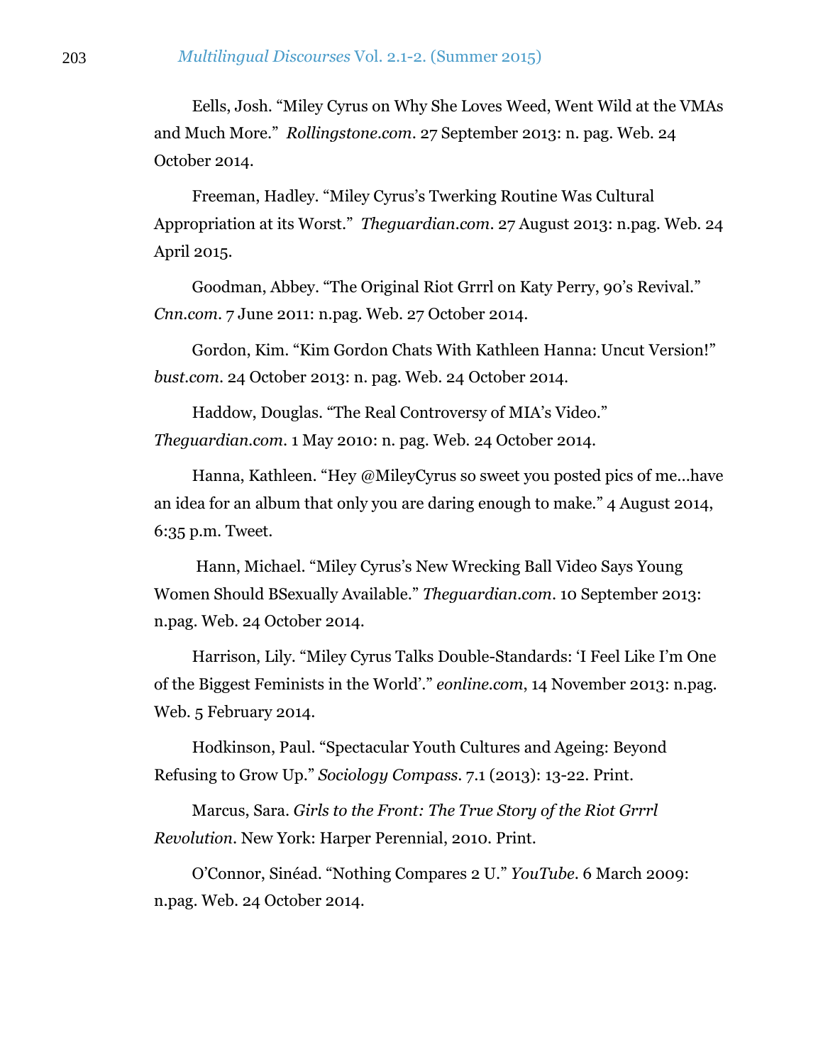Eells, Josh. “Miley Cyrus on Why She Loves Weed, Went Wild at the VMAs and Much More.” *Rollingstone.com*. 27 September 2013: n. pag. Web. 24 October 2014.

Freeman, Hadley. “Miley Cyrus’s Twerking Routine Was Cultural Appropriation at its Worst.” *Theguardian.com*. 27 August 2013: n.pag. Web. 24 April 2015.

Goodman, Abbey. “The Original Riot Grrrl on Katy Perry, 90’s Revival.” *Cnn.com*. 7 June 2011: n.pag. Web. 27 October 2014.

Gordon, Kim. “Kim Gordon Chats With Kathleen Hanna: Uncut Version!” *bust.com*. 24 October 2013: n. pag. Web. 24 October 2014.

Haddow, Douglas. “The Real Controversy of MIA’s Video.” *Theguardian.com*. 1 May 2010: n. pag. Web. 24 October 2014.

Hanna, Kathleen. “Hey @MileyCyrus so sweet you posted pics of me…have an idea for an album that only you are daring enough to make.” 4 August 2014, 6:35 p.m. Tweet.

Hann, Michael. “Miley Cyrus’s New Wrecking Ball Video Says Young Women Should BSexually Available.” *Theguardian.com*. 10 September 2013: n.pag. Web. 24 October 2014.

Harrison, Lily. “Miley Cyrus Talks Double-Standards: ‘I Feel Like I’m One of the Biggest Feminists in the World’.” *eonline.com*, 14 November 2013: n.pag. Web. 5 February 2014.

Hodkinson, Paul. “Spectacular Youth Cultures and Ageing: Beyond Refusing to Grow Up.” *Sociology Compass*. 7.1 (2013): 13-22. Print.

Marcus, Sara. *Girls to the Front: The True Story of the Riot Grrrl Revolution*. New York: Harper Perennial, 2010. Print.

O’Connor, Sinéad. “Nothing Compares 2 U.” *YouTube*. 6 March 2009: n.pag. Web. 24 October 2014.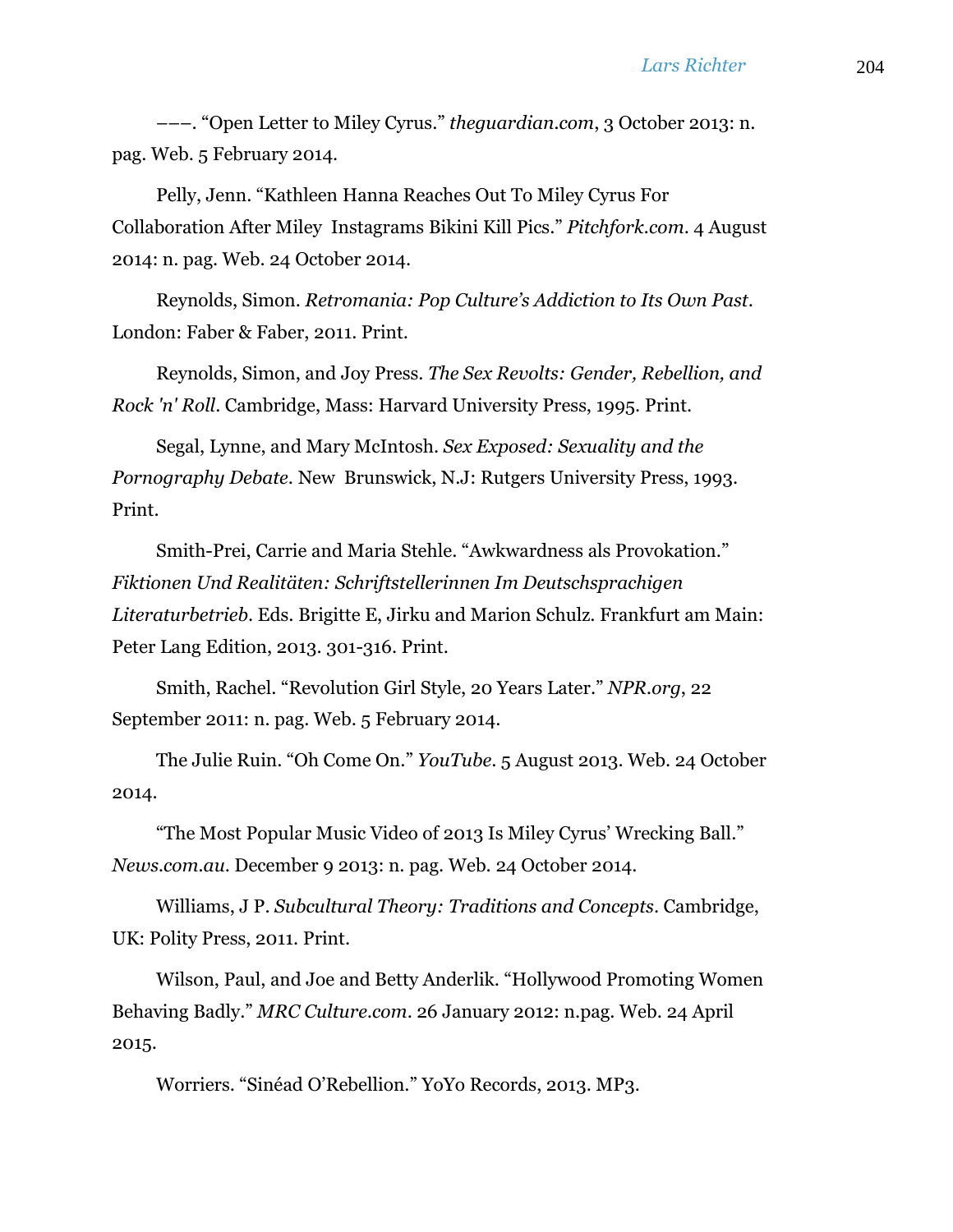———. “Open Letter to Miley Cyrus.” *theguardian.com*, 3 October 2013: n. pag. Web. 5 February 2014.

Pelly, Jenn. “Kathleen Hanna Reaches Out To Miley Cyrus For Collaboration After Miley Instagrams Bikini Kill Pics.” *Pitchfork.com*. 4 August 2014: n. pag. Web. 24 October 2014.

Reynolds, Simon. *Retromania: Pop Culture’s Addiction to Its Own Past*. London: Faber & Faber, 2011. Print.

Reynolds, Simon, and Joy Press. *The Sex Revolts: Gender, Rebellion, and Rock 'n' Roll*. Cambridge, Mass: Harvard University Press, 1995. Print.

Segal, Lynne, and Mary McIntosh. *Sex Exposed: Sexuality and the Pornography Debate*. New Brunswick, N.J: Rutgers University Press, 1993. Print.

Smith-Prei, Carrie and Maria Stehle. “Awkwardness als Provokation.” *Fiktionen Und Realitäten: Schriftstellerinnen Im Deutschsprachigen Literaturbetrieb*. Eds. Brigitte E, Jirku and Marion Schulz. Frankfurt am Main: Peter Lang Edition, 2013. 301-316. Print.

Smith, Rachel. “Revolution Girl Style, 20 Years Later.” *NPR.org*, 22 September 2011: n. pag. Web. 5 February 2014.

The Julie Ruin. “Oh Come On.” *YouTube*. 5 August 2013. Web. 24 October 2014.

“The Most Popular Music Video of 2013 Is Miley Cyrus’ Wrecking Ball.” *News.com.au*. December 9 2013: n. pag. Web. 24 October 2014.

Williams, J P. *Subcultural Theory: Traditions and Concepts*. Cambridge, UK: Polity Press, 2011. Print.

Wilson, Paul, and Joe and Betty Anderlik. “Hollywood Promoting Women Behaving Badly.” *MRC Culture.com*. 26 January 2012: n.pag. Web. 24 April 2015.

Worriers. “Sinéad O’Rebellion.” YoYo Records, 2013. MP3.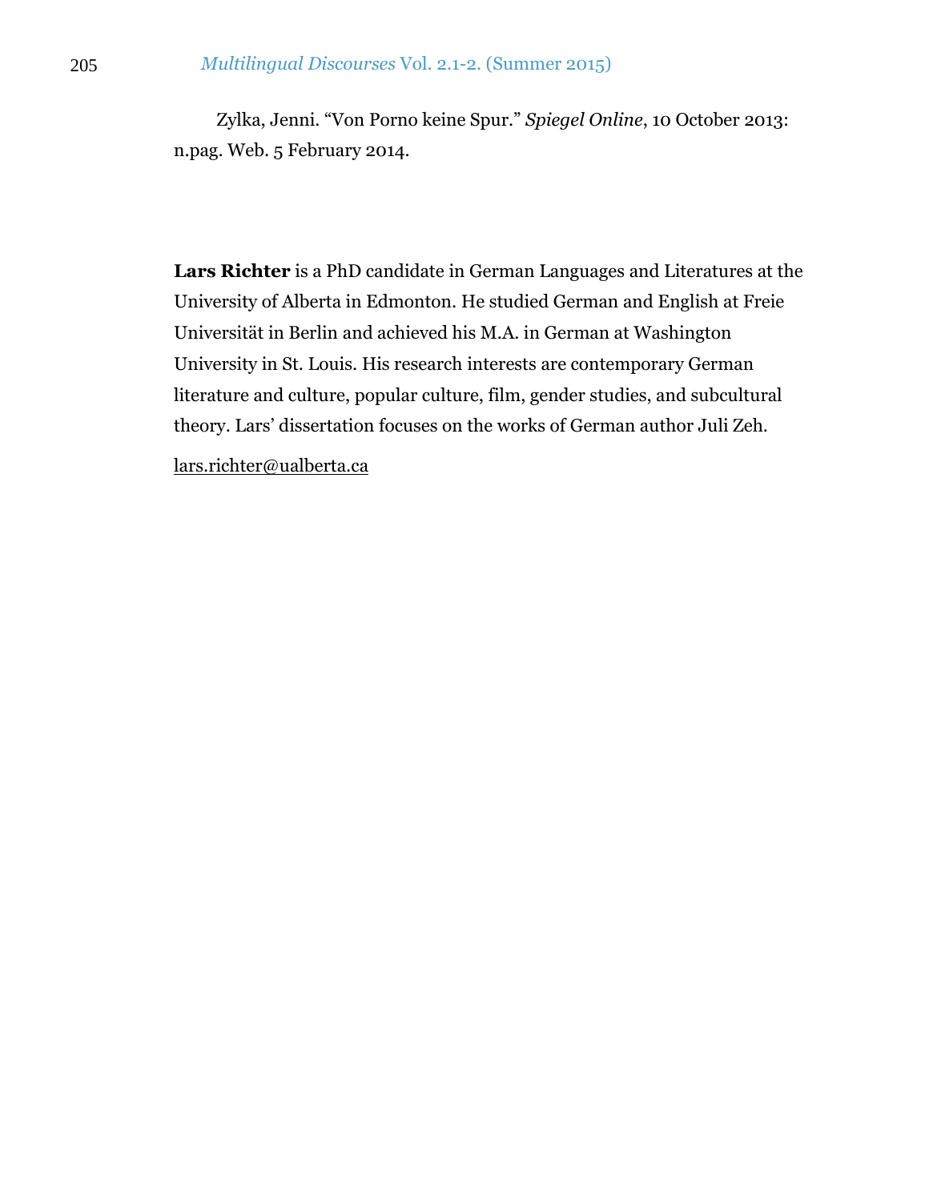Zylka, Jenni. "Von Porno keine Spur." *Spiegel Online*, 10 October 2013: n.pag. Web. 5 February 2014.

**Lars Richter** is a PhD candidate in German Languages and Literatures at the University of Alberta in Edmonton. He studied German and English at Freie Universität in Berlin and achieved his M.A. in German at Washington University in St. Louis. His research interests are contemporary German literature and culture, popular culture, film, gender studies, and subcultural theory. Lars' dissertation focuses on the works of German author Juli Zeh.

lars.richter@ualberta.ca